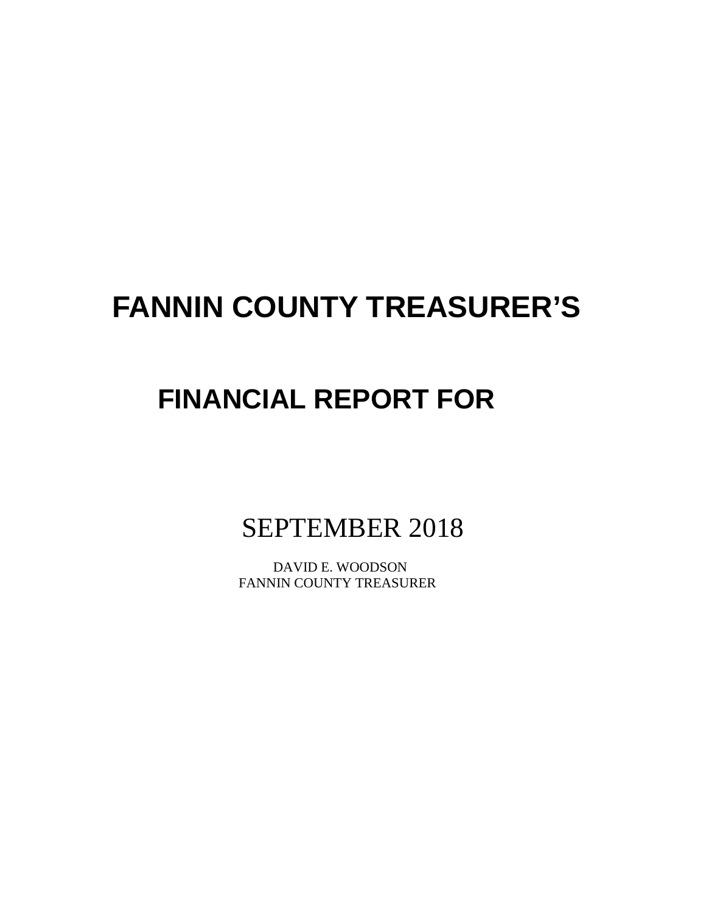# FANNIN COUNTY TREASURER'S

# FINANCIAL REPORT FOR

SEPTEMBER 2018

DAVID E. WOODSON
FANNIN COUNTY TREASURER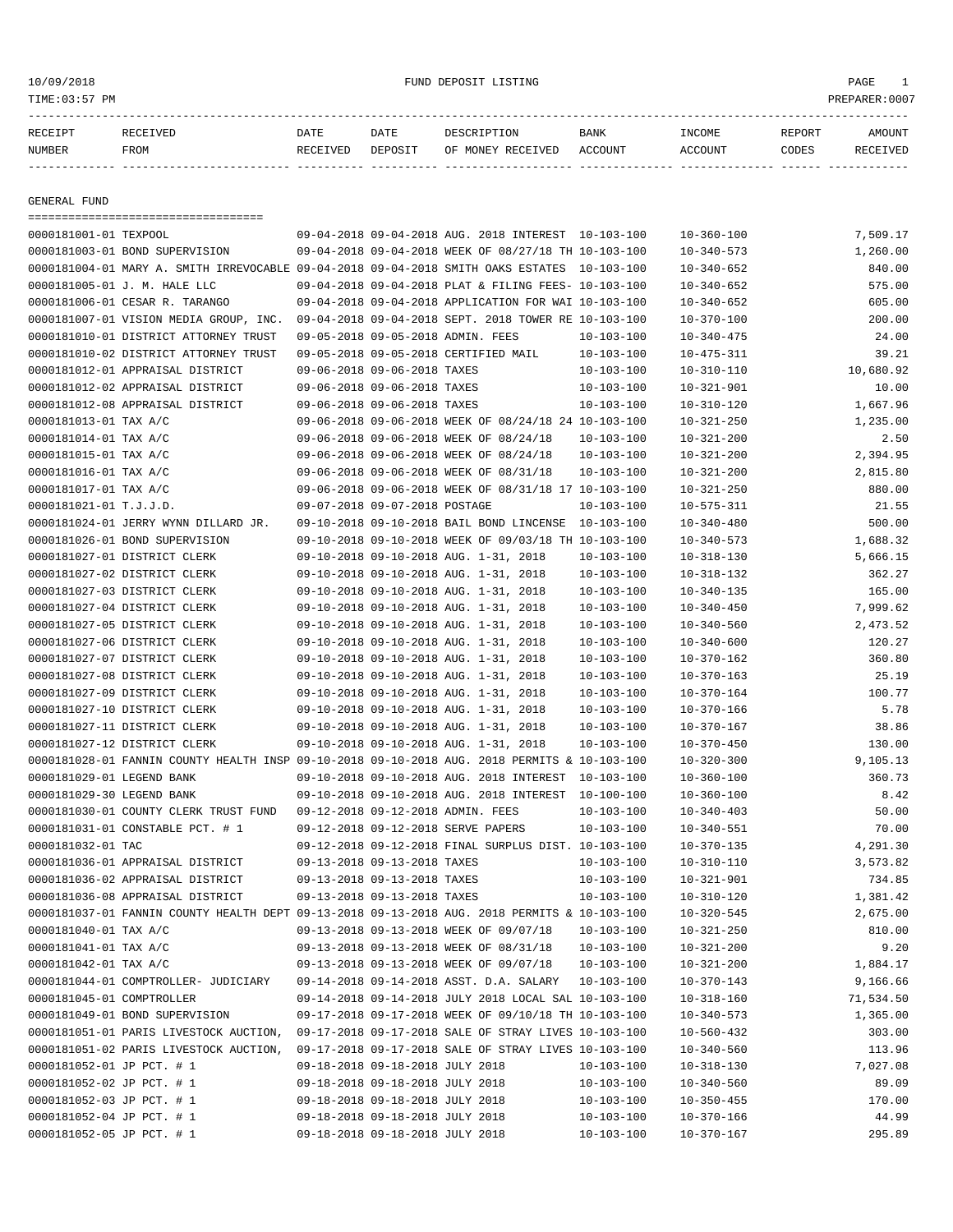10/09/2018 FUND DEPOSIT LISTING

TIME:03:57 PM PREPARER:0007

| RECEIPT NUMBER | RECEIVED FROM | DATE RECEIVED | DATE DEPOSIT | DESCRIPTION OF MONEY RECEIVED | BANK ACCOUNT | INCOME ACCOUNT | REPORT CODES | AMOUNT RECEIVED |
|---|---|---|---|---|---|---|---|---|

## GENERAL FUND

| RECEIPT NUMBER | RECEIVED FROM | DATE RECEIVED | DATE DEPOSIT | DESCRIPTION OF MONEY RECEIVED | BANK ACCOUNT | INCOME ACCOUNT | REPORT CODES | AMOUNT RECEIVED |
|---|---|---|---|---|---|---|---|---|
| 0000181001-01 | TEXPOOL | 09-04-2018 | 09-04-2018 | AUG. 2018 INTEREST | 10-103-100 | 10-360-100 | | 7,509.17 |
| 0000181003-01 | BOND SUPERVISION | 09-04-2018 | 09-04-2018 | WEEK OF 08/27/18 TH | 10-103-100 | 10-340-573 | | 1,260.00 |
| 0000181004-01 | MARY A. SMITH IRREVOCABLE | 09-04-2018 | 09-04-2018 | SMITH OAKS ESTATES | 10-103-100 | 10-340-652 | | 840.00 |
| 0000181005-01 | J. M. HALE LLC | 09-04-2018 | 09-04-2018 | PLAT & FILING FEES- | 10-103-100 | 10-340-652 | | 575.00 |
| 0000181006-01 | CESAR R. TARANGO | 09-04-2018 | 09-04-2018 | APPLICATION FOR WAI | 10-103-100 | 10-340-652 | | 605.00 |
| 0000181007-01 | VISION MEDIA GROUP, INC. | 09-04-2018 | 09-04-2018 | SEPT. 2018 TOWER RE | 10-103-100 | 10-370-100 | | 200.00 |
| 0000181010-01 | DISTRICT ATTORNEY TRUST | 09-05-2018 | 09-05-2018 | ADMIN. FEES | 10-103-100 | 10-340-475 | | 24.00 |
| 0000181010-02 | DISTRICT ATTORNEY TRUST | 09-05-2018 | 09-05-2018 | CERTIFIED MAIL | 10-103-100 | 10-475-311 | | 39.21 |
| 0000181012-01 | APPRAISAL DISTRICT | 09-06-2018 | 09-06-2018 | TAXES | 10-103-100 | 10-310-110 | | 10,680.92 |
| 0000181012-02 | APPRAISAL DISTRICT | 09-06-2018 | 09-06-2018 | TAXES | 10-103-100 | 10-321-901 | | 10.00 |
| 0000181012-08 | APPRAISAL DISTRICT | 09-06-2018 | 09-06-2018 | TAXES | 10-103-100 | 10-310-120 | | 1,667.96 |
| 0000181013-01 | TAX A/C | 09-06-2018 | 09-06-2018 | WEEK OF 08/24/18 24 | 10-103-100 | 10-321-250 | | 1,235.00 |
| 0000181014-01 | TAX A/C | 09-06-2018 | 09-06-2018 | WEEK OF 08/24/18 | 10-103-100 | 10-321-200 | | 2.50 |
| 0000181015-01 | TAX A/C | 09-06-2018 | 09-06-2018 | WEEK OF 08/24/18 | 10-103-100 | 10-321-200 | | 2,394.95 |
| 0000181016-01 | TAX A/C | 09-06-2018 | 09-06-2018 | WEEK OF 08/31/18 | 10-103-100 | 10-321-200 | | 2,815.80 |
| 0000181017-01 | TAX A/C | 09-06-2018 | 09-06-2018 | WEEK OF 08/31/18 17 | 10-103-100 | 10-321-250 | | 880.00 |
| 0000181021-01 | T.J.J.D. | 09-07-2018 | 09-07-2018 | POSTAGE | 10-103-100 | 10-575-311 | | 21.55 |
| 0000181024-01 | JERRY WYNN DILLARD JR. | 09-10-2018 | 09-10-2018 | BAIL BOND LINCENSE | 10-103-100 | 10-340-480 | | 500.00 |
| 0000181026-01 | BOND SUPERVISION | 09-10-2018 | 09-10-2018 | WEEK OF 09/03/18 TH | 10-103-100 | 10-340-573 | | 1,688.32 |
| 0000181027-01 | DISTRICT CLERK | 09-10-2018 | 09-10-2018 | AUG. 1-31, 2018 | 10-103-100 | 10-318-130 | | 5,666.15 |
| 0000181027-02 | DISTRICT CLERK | 09-10-2018 | 09-10-2018 | AUG. 1-31, 2018 | 10-103-100 | 10-318-132 | | 362.27 |
| 0000181027-03 | DISTRICT CLERK | 09-10-2018 | 09-10-2018 | AUG. 1-31, 2018 | 10-103-100 | 10-340-135 | | 165.00 |
| 0000181027-04 | DISTRICT CLERK | 09-10-2018 | 09-10-2018 | AUG. 1-31, 2018 | 10-103-100 | 10-340-450 | | 7,999.62 |
| 0000181027-05 | DISTRICT CLERK | 09-10-2018 | 09-10-2018 | AUG. 1-31, 2018 | 10-103-100 | 10-340-560 | | 2,473.52 |
| 0000181027-06 | DISTRICT CLERK | 09-10-2018 | 09-10-2018 | AUG. 1-31, 2018 | 10-103-100 | 10-340-600 | | 120.27 |
| 0000181027-07 | DISTRICT CLERK | 09-10-2018 | 09-10-2018 | AUG. 1-31, 2018 | 10-103-100 | 10-370-162 | | 360.80 |
| 0000181027-08 | DISTRICT CLERK | 09-10-2018 | 09-10-2018 | AUG. 1-31, 2018 | 10-103-100 | 10-370-163 | | 25.19 |
| 0000181027-09 | DISTRICT CLERK | 09-10-2018 | 09-10-2018 | AUG. 1-31, 2018 | 10-103-100 | 10-370-164 | | 100.77 |
| 0000181027-10 | DISTRICT CLERK | 09-10-2018 | 09-10-2018 | AUG. 1-31, 2018 | 10-103-100 | 10-370-166 | | 5.78 |
| 0000181027-11 | DISTRICT CLERK | 09-10-2018 | 09-10-2018 | AUG. 1-31, 2018 | 10-103-100 | 10-370-167 | | 38.86 |
| 0000181027-12 | DISTRICT CLERK | 09-10-2018 | 09-10-2018 | AUG. 1-31, 2018 | 10-103-100 | 10-370-450 | | 130.00 |
| 0000181028-01 | FANNIN COUNTY HEALTH INSP | 09-10-2018 | 09-10-2018 | AUG. 2018 PERMITS & | 10-103-100 | 10-320-300 | | 9,105.13 |
| 0000181029-01 | LEGEND BANK | 09-10-2018 | 09-10-2018 | AUG. 2018 INTEREST | 10-103-100 | 10-360-100 | | 360.73 |
| 0000181029-30 | LEGEND BANK | 09-10-2018 | 09-10-2018 | AUG. 2018 INTEREST | 10-100-100 | 10-360-100 | | 8.42 |
| 0000181030-01 | COUNTY CLERK TRUST FUND | 09-12-2018 | 09-12-2018 | ADMIN. FEES | 10-103-100 | 10-340-403 | | 50.00 |
| 0000181031-01 | CONSTABLE PCT. # 1 | 09-12-2018 | 09-12-2018 | SERVE PAPERS | 10-103-100 | 10-340-551 | | 70.00 |
| 0000181032-01 | TAC | 09-12-2018 | 09-12-2018 | FINAL SURPLUS DIST. | 10-103-100 | 10-370-135 | | 4,291.30 |
| 0000181036-01 | APPRAISAL DISTRICT | 09-13-2018 | 09-13-2018 | TAXES | 10-103-100 | 10-310-110 | | 3,573.82 |
| 0000181036-02 | APPRAISAL DISTRICT | 09-13-2018 | 09-13-2018 | TAXES | 10-103-100 | 10-321-901 | | 734.85 |
| 0000181036-08 | APPRAISAL DISTRICT | 09-13-2018 | 09-13-2018 | TAXES | 10-103-100 | 10-310-120 | | 1,381.42 |
| 0000181037-01 | FANNIN COUNTY HEALTH DEPT | 09-13-2018 | 09-13-2018 | AUG. 2018 PERMITS & | 10-103-100 | 10-320-545 | | 2,675.00 |
| 0000181040-01 | TAX A/C | 09-13-2018 | 09-13-2018 | WEEK OF 09/07/18 | 10-103-100 | 10-321-250 | | 810.00 |
| 0000181041-01 | TAX A/C | 09-13-2018 | 09-13-2018 | WEEK OF 08/31/18 | 10-103-100 | 10-321-200 | | 9.20 |
| 0000181042-01 | TAX A/C | 09-13-2018 | 09-13-2018 | WEEK OF 09/07/18 | 10-103-100 | 10-321-200 | | 1,884.17 |
| 0000181044-01 | COMPTROLLER- JUDICIARY | 09-14-2018 | 09-14-2018 | ASST. D.A. SALARY | 10-103-100 | 10-370-143 | | 9,166.66 |
| 0000181045-01 | COMPTROLLER | 09-14-2018 | 09-14-2018 | JULY 2018 LOCAL SAL | 10-103-100 | 10-318-160 | | 71,534.50 |
| 0000181049-01 | BOND SUPERVISION | 09-17-2018 | 09-17-2018 | WEEK OF 09/10/18 TH | 10-103-100 | 10-340-573 | | 1,365.00 |
| 0000181051-01 | PARIS LIVESTOCK AUCTION, | 09-17-2018 | 09-17-2018 | SALE OF STRAY LIVES | 10-103-100 | 10-560-432 | | 303.00 |
| 0000181051-02 | PARIS LIVESTOCK AUCTION, | 09-17-2018 | 09-17-2018 | SALE OF STRAY LIVES | 10-103-100 | 10-340-560 | | 113.96 |
| 0000181052-01 | JP PCT. # 1 | 09-18-2018 | 09-18-2018 | JULY 2018 | 10-103-100 | 10-318-130 | | 7,027.08 |
| 0000181052-02 | JP PCT. # 1 | 09-18-2018 | 09-18-2018 | JULY 2018 | 10-103-100 | 10-340-560 | | 89.09 |
| 0000181052-03 | JP PCT. # 1 | 09-18-2018 | 09-18-2018 | JULY 2018 | 10-103-100 | 10-350-455 | | 170.00 |
| 0000181052-04 | JP PCT. # 1 | 09-18-2018 | 09-18-2018 | JULY 2018 | 10-103-100 | 10-370-166 | | 44.99 |
| 0000181052-05 | JP PCT. # 1 | 09-18-2018 | 09-18-2018 | JULY 2018 | 10-103-100 | 10-370-167 | | 295.89 |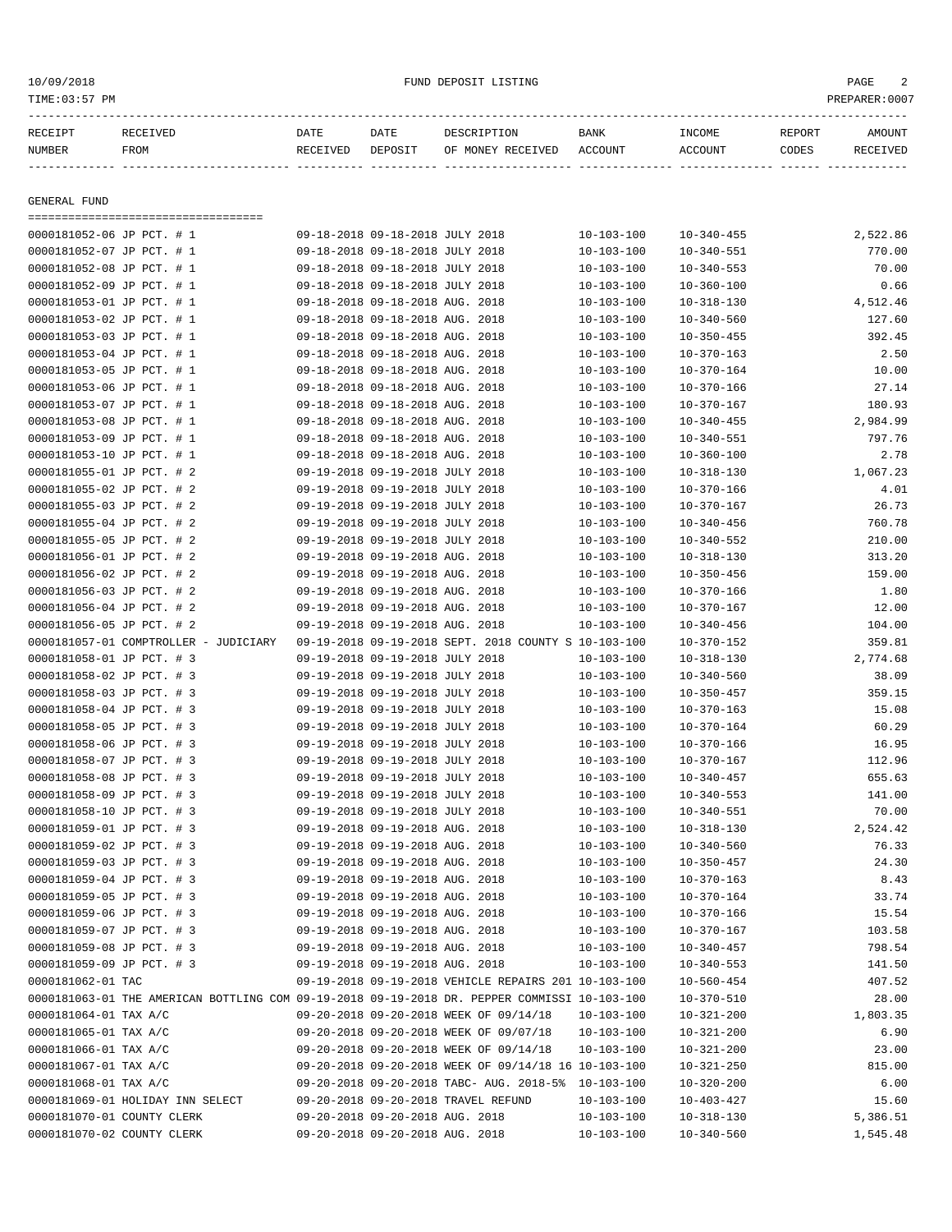FUND DEPOSIT LISTING

TIME:03:57 PM PREPARER:0007

| RECEIPT NUMBER | RECEIVED FROM | DATE RECEIVED | DATE DEPOSIT | DESCRIPTION OF MONEY RECEIVED | BANK ACCOUNT | INCOME ACCOUNT | REPORT CODES | AMOUNT RECEIVED |
|---|---|---|---|---|---|---|---|---|
| **GENERAL FUND** | | | | | | | | |
| 0000181052-06 | JP PCT. # 1 | 09-18-2018 | 09-18-2018 | JULY 2018 | 10-103-100 | 10-340-455 | | 2,522.86 |
| 0000181052-07 | JP PCT. # 1 | 09-18-2018 | 09-18-2018 | JULY 2018 | 10-103-100 | 10-340-551 | | 770.00 |
| 0000181052-08 | JP PCT. # 1 | 09-18-2018 | 09-18-2018 | JULY 2018 | 10-103-100 | 10-340-553 | | 70.00 |
| 0000181052-09 | JP PCT. # 1 | 09-18-2018 | 09-18-2018 | JULY 2018 | 10-103-100 | 10-360-100 | | 0.66 |
| 0000181053-01 | JP PCT. # 1 | 09-18-2018 | 09-18-2018 | AUG. 2018 | 10-103-100 | 10-318-130 | | 4,512.46 |
| 0000181053-02 | JP PCT. # 1 | 09-18-2018 | 09-18-2018 | AUG. 2018 | 10-103-100 | 10-340-560 | | 127.60 |
| 0000181053-03 | JP PCT. # 1 | 09-18-2018 | 09-18-2018 | AUG. 2018 | 10-103-100 | 10-350-455 | | 392.45 |
| 0000181053-04 | JP PCT. # 1 | 09-18-2018 | 09-18-2018 | AUG. 2018 | 10-103-100 | 10-370-163 | | 2.50 |
| 0000181053-05 | JP PCT. # 1 | 09-18-2018 | 09-18-2018 | AUG. 2018 | 10-103-100 | 10-370-164 | | 10.00 |
| 0000181053-06 | JP PCT. # 1 | 09-18-2018 | 09-18-2018 | AUG. 2018 | 10-103-100 | 10-370-166 | | 27.14 |
| 0000181053-07 | JP PCT. # 1 | 09-18-2018 | 09-18-2018 | AUG. 2018 | 10-103-100 | 10-370-167 | | 180.93 |
| 0000181053-08 | JP PCT. # 1 | 09-18-2018 | 09-18-2018 | AUG. 2018 | 10-103-100 | 10-340-455 | | 2,984.99 |
| 0000181053-09 | JP PCT. # 1 | 09-18-2018 | 09-18-2018 | AUG. 2018 | 10-103-100 | 10-340-551 | | 797.76 |
| 0000181053-10 | JP PCT. # 1 | 09-18-2018 | 09-18-2018 | AUG. 2018 | 10-103-100 | 10-360-100 | | 2.78 |
| 0000181055-01 | JP PCT. # 2 | 09-19-2018 | 09-19-2018 | JULY 2018 | 10-103-100 | 10-318-130 | | 1,067.23 |
| 0000181055-02 | JP PCT. # 2 | 09-19-2018 | 09-19-2018 | JULY 2018 | 10-103-100 | 10-370-166 | | 4.01 |
| 0000181055-03 | JP PCT. # 2 | 09-19-2018 | 09-19-2018 | JULY 2018 | 10-103-100 | 10-370-167 | | 26.73 |
| 0000181055-04 | JP PCT. # 2 | 09-19-2018 | 09-19-2018 | JULY 2018 | 10-103-100 | 10-340-456 | | 760.78 |
| 0000181055-05 | JP PCT. # 2 | 09-19-2018 | 09-19-2018 | JULY 2018 | 10-103-100 | 10-340-552 | | 210.00 |
| 0000181056-01 | JP PCT. # 2 | 09-19-2018 | 09-19-2018 | AUG. 2018 | 10-103-100 | 10-318-130 | | 313.20 |
| 0000181056-02 | JP PCT. # 2 | 09-19-2018 | 09-19-2018 | AUG. 2018 | 10-103-100 | 10-350-456 | | 159.00 |
| 0000181056-03 | JP PCT. # 2 | 09-19-2018 | 09-19-2018 | AUG. 2018 | 10-103-100 | 10-370-166 | | 1.80 |
| 0000181056-04 | JP PCT. # 2 | 09-19-2018 | 09-19-2018 | AUG. 2018 | 10-103-100 | 10-370-167 | | 12.00 |
| 0000181056-05 | JP PCT. # 2 | 09-19-2018 | 09-19-2018 | AUG. 2018 | 10-103-100 | 10-340-456 | | 104.00 |
| 0000181057-01 | COMPTROLLER - JUDICIARY | 09-19-2018 | 09-19-2018 | SEPT. 2018 COUNTY S | 10-103-100 | 10-370-152 | | 359.81 |
| 0000181058-01 | JP PCT. # 3 | 09-19-2018 | 09-19-2018 | JULY 2018 | 10-103-100 | 10-318-130 | | 2,774.68 |
| 0000181058-02 | JP PCT. # 3 | 09-19-2018 | 09-19-2018 | JULY 2018 | 10-103-100 | 10-340-560 | | 38.09 |
| 0000181058-03 | JP PCT. # 3 | 09-19-2018 | 09-19-2018 | JULY 2018 | 10-103-100 | 10-350-457 | | 359.15 |
| 0000181058-04 | JP PCT. # 3 | 09-19-2018 | 09-19-2018 | JULY 2018 | 10-103-100 | 10-370-163 | | 15.08 |
| 0000181058-05 | JP PCT. # 3 | 09-19-2018 | 09-19-2018 | JULY 2018 | 10-103-100 | 10-370-164 | | 60.29 |
| 0000181058-06 | JP PCT. # 3 | 09-19-2018 | 09-19-2018 | JULY 2018 | 10-103-100 | 10-370-166 | | 16.95 |
| 0000181058-07 | JP PCT. # 3 | 09-19-2018 | 09-19-2018 | JULY 2018 | 10-103-100 | 10-370-167 | | 112.96 |
| 0000181058-08 | JP PCT. # 3 | 09-19-2018 | 09-19-2018 | JULY 2018 | 10-103-100 | 10-340-457 | | 655.63 |
| 0000181058-09 | JP PCT. # 3 | 09-19-2018 | 09-19-2018 | JULY 2018 | 10-103-100 | 10-340-553 | | 141.00 |
| 0000181058-10 | JP PCT. # 3 | 09-19-2018 | 09-19-2018 | JULY 2018 | 10-103-100 | 10-340-551 | | 70.00 |
| 0000181059-01 | JP PCT. # 3 | 09-19-2018 | 09-19-2018 | AUG. 2018 | 10-103-100 | 10-318-130 | | 2,524.42 |
| 0000181059-02 | JP PCT. # 3 | 09-19-2018 | 09-19-2018 | AUG. 2018 | 10-103-100 | 10-340-560 | | 76.33 |
| 0000181059-03 | JP PCT. # 3 | 09-19-2018 | 09-19-2018 | AUG. 2018 | 10-103-100 | 10-350-457 | | 24.30 |
| 0000181059-04 | JP PCT. # 3 | 09-19-2018 | 09-19-2018 | AUG. 2018 | 10-103-100 | 10-370-163 | | 8.43 |
| 0000181059-05 | JP PCT. # 3 | 09-19-2018 | 09-19-2018 | AUG. 2018 | 10-103-100 | 10-370-164 | | 33.74 |
| 0000181059-06 | JP PCT. # 3 | 09-19-2018 | 09-19-2018 | AUG. 2018 | 10-103-100 | 10-370-166 | | 15.54 |
| 0000181059-07 | JP PCT. # 3 | 09-19-2018 | 09-19-2018 | AUG. 2018 | 10-103-100 | 10-370-167 | | 103.58 |
| 0000181059-08 | JP PCT. # 3 | 09-19-2018 | 09-19-2018 | AUG. 2018 | 10-103-100 | 10-340-457 | | 798.54 |
| 0000181059-09 | JP PCT. # 3 | 09-19-2018 | 09-19-2018 | AUG. 2018 | 10-103-100 | 10-340-553 | | 141.50 |
| 0000181062-01 | TAC | 09-19-2018 | 09-19-2018 | VEHICLE REPAIRS 201 | 10-103-100 | 10-560-454 | | 407.52 |
| 0000181063-01 | THE AMERICAN BOTTLING COM | 09-19-2018 | 09-19-2018 | DR. PEPPER COMMISSI | 10-103-100 | 10-370-510 | | 28.00 |
| 0000181064-01 | TAX A/C | 09-20-2018 | 09-20-2018 | WEEK OF 09/14/18 | 10-103-100 | 10-321-200 | | 1,803.35 |
| 0000181065-01 | TAX A/C | 09-20-2018 | 09-20-2018 | WEEK OF 09/07/18 | 10-103-100 | 10-321-200 | | 6.90 |
| 0000181066-01 | TAX A/C | 09-20-2018 | 09-20-2018 | WEEK OF 09/14/18 | 10-103-100 | 10-321-200 | | 23.00 |
| 0000181067-01 | TAX A/C | 09-20-2018 | 09-20-2018 | WEEK OF 09/14/18 16 | 10-103-100 | 10-321-250 | | 815.00 |
| 0000181068-01 | TAX A/C | 09-20-2018 | 09-20-2018 | TABC- AUG. 2018-5% | 10-103-100 | 10-320-200 | | 6.00 |
| 0000181069-01 | HOLIDAY INN SELECT | 09-20-2018 | 09-20-2018 | TRAVEL REFUND | 10-103-100 | 10-403-427 | | 15.60 |
| 0000181070-01 | COUNTY CLERK | 09-20-2018 | 09-20-2018 | AUG. 2018 | 10-103-100 | 10-318-130 | | 5,386.51 |
| 0000181070-02 | COUNTY CLERK | 09-20-2018 | 09-20-2018 | AUG. 2018 | 10-103-100 | 10-340-560 | | 1,545.48 |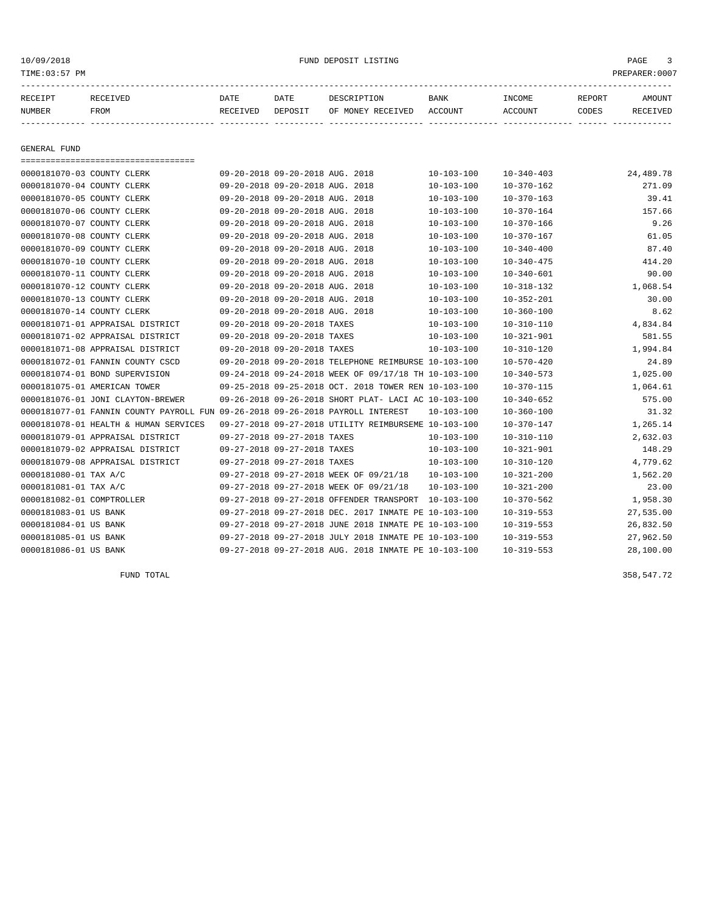10/09/2018 FUND DEPOSIT LISTING

TIME:03:57 PM PREPARER:0007

| RECEIPT NUMBER | RECEIVED FROM | DATE RECEIVED | DATE DEPOSIT | DESCRIPTION OF MONEY RECEIVED | BANK ACCOUNT | INCOME ACCOUNT | REPORT CODES | AMOUNT RECEIVED |
|---|---|---|---|---|---|---|---|---|

GENERAL FUND

| RECEIPT NUMBER | RECEIVED FROM | DATE RECEIVED | DATE DEPOSIT | DESCRIPTION OF MONEY RECEIVED | BANK ACCOUNT | INCOME ACCOUNT | REPORT CODES | AMOUNT RECEIVED |
|---|---|---|---|---|---|---|---|---|
| 0000181070-03 | COUNTY CLERK | 09-20-2018 | 09-20-2018 | AUG. 2018 | 10-103-100 | 10-340-403 | | 24,489.78 |
| 0000181070-04 | COUNTY CLERK | 09-20-2018 | 09-20-2018 | AUG. 2018 | 10-103-100 | 10-370-162 | | 271.09 |
| 0000181070-05 | COUNTY CLERK | 09-20-2018 | 09-20-2018 | AUG. 2018 | 10-103-100 | 10-370-163 | | 39.41 |
| 0000181070-06 | COUNTY CLERK | 09-20-2018 | 09-20-2018 | AUG. 2018 | 10-103-100 | 10-370-164 | | 157.66 |
| 0000181070-07 | COUNTY CLERK | 09-20-2018 | 09-20-2018 | AUG. 2018 | 10-103-100 | 10-370-166 | | 9.26 |
| 0000181070-08 | COUNTY CLERK | 09-20-2018 | 09-20-2018 | AUG. 2018 | 10-103-100 | 10-370-167 | | 61.05 |
| 0000181070-09 | COUNTY CLERK | 09-20-2018 | 09-20-2018 | AUG. 2018 | 10-103-100 | 10-340-400 | | 87.40 |
| 0000181070-10 | COUNTY CLERK | 09-20-2018 | 09-20-2018 | AUG. 2018 | 10-103-100 | 10-340-475 | | 414.20 |
| 0000181070-11 | COUNTY CLERK | 09-20-2018 | 09-20-2018 | AUG. 2018 | 10-103-100 | 10-340-601 | | 90.00 |
| 0000181070-12 | COUNTY CLERK | 09-20-2018 | 09-20-2018 | AUG. 2018 | 10-103-100 | 10-318-132 | | 1,068.54 |
| 0000181070-13 | COUNTY CLERK | 09-20-2018 | 09-20-2018 | AUG. 2018 | 10-103-100 | 10-352-201 | | 30.00 |
| 0000181070-14 | COUNTY CLERK | 09-20-2018 | 09-20-2018 | AUG. 2018 | 10-103-100 | 10-360-100 | | 8.62 |
| 0000181071-01 | APPRAISAL DISTRICT | 09-20-2018 | 09-20-2018 | TAXES | 10-103-100 | 10-310-110 | | 4,834.84 |
| 0000181071-02 | APPRAISAL DISTRICT | 09-20-2018 | 09-20-2018 | TAXES | 10-103-100 | 10-321-901 | | 581.55 |
| 0000181071-08 | APPRAISAL DISTRICT | 09-20-2018 | 09-20-2018 | TAXES | 10-103-100 | 10-310-120 | | 1,994.84 |
| 0000181072-01 | FANNIN COUNTY CSCD | 09-20-2018 | 09-20-2018 | TELEPHONE REIMBURSE | 10-103-100 | 10-570-420 | | 24.89 |
| 0000181074-01 | BOND SUPERVISION | 09-24-2018 | 09-24-2018 | WEEK OF 09/17/18 TH | 10-103-100 | 10-340-573 | | 1,025.00 |
| 0000181075-01 | AMERICAN TOWER | 09-25-2018 | 09-25-2018 | OCT. 2018 TOWER REN | 10-103-100 | 10-370-115 | | 1,064.61 |
| 0000181076-01 | JONI CLAYTON-BREWER | 09-26-2018 | 09-26-2018 | SHORT PLAT- LACI AC | 10-103-100 | 10-340-652 | | 575.00 |
| 0000181077-01 | FANNIN COUNTY PAYROLL FUN | 09-26-2018 | 09-26-2018 | PAYROLL INTEREST | 10-103-100 | 10-360-100 | | 31.32 |
| 0000181078-01 | HEALTH & HUMAN SERVICES | 09-27-2018 | 09-27-2018 | UTILITY REIMBURSEME | 10-103-100 | 10-370-147 | | 1,265.14 |
| 0000181079-01 | APPRAISAL DISTRICT | 09-27-2018 | 09-27-2018 | TAXES | 10-103-100 | 10-310-110 | | 2,632.03 |
| 0000181079-02 | APPRAISAL DISTRICT | 09-27-2018 | 09-27-2018 | TAXES | 10-103-100 | 10-321-901 | | 148.29 |
| 0000181079-08 | APPRAISAL DISTRICT | 09-27-2018 | 09-27-2018 | TAXES | 10-103-100 | 10-310-120 | | 4,779.62 |
| 0000181080-01 | TAX A/C | 09-27-2018 | 09-27-2018 | WEEK OF 09/21/18 | 10-103-100 | 10-321-200 | | 1,562.20 |
| 0000181081-01 | TAX A/C | 09-27-2018 | 09-27-2018 | WEEK OF 09/21/18 | 10-103-100 | 10-321-200 | | 23.00 |
| 0000181082-01 | COMPTROLLER | 09-27-2018 | 09-27-2018 | OFFENDER TRANSPORT | 10-103-100 | 10-370-562 | | 1,958.30 |
| 0000181083-01 | US BANK | 09-27-2018 | 09-27-2018 | DEC. 2017 INMATE PE | 10-103-100 | 10-319-553 | | 27,535.00 |
| 0000181084-01 | US BANK | 09-27-2018 | 09-27-2018 | JUNE 2018 INMATE PE | 10-103-100 | 10-319-553 | | 26,832.50 |
| 0000181085-01 | US BANK | 09-27-2018 | 09-27-2018 | JULY 2018 INMATE PE | 10-103-100 | 10-319-553 | | 27,962.50 |
| 0000181086-01 | US BANK | 09-27-2018 | 09-27-2018 | AUG. 2018 INMATE PE | 10-103-100 | 10-319-553 | | 28,100.00 |

FUND TOTAL 358,547.72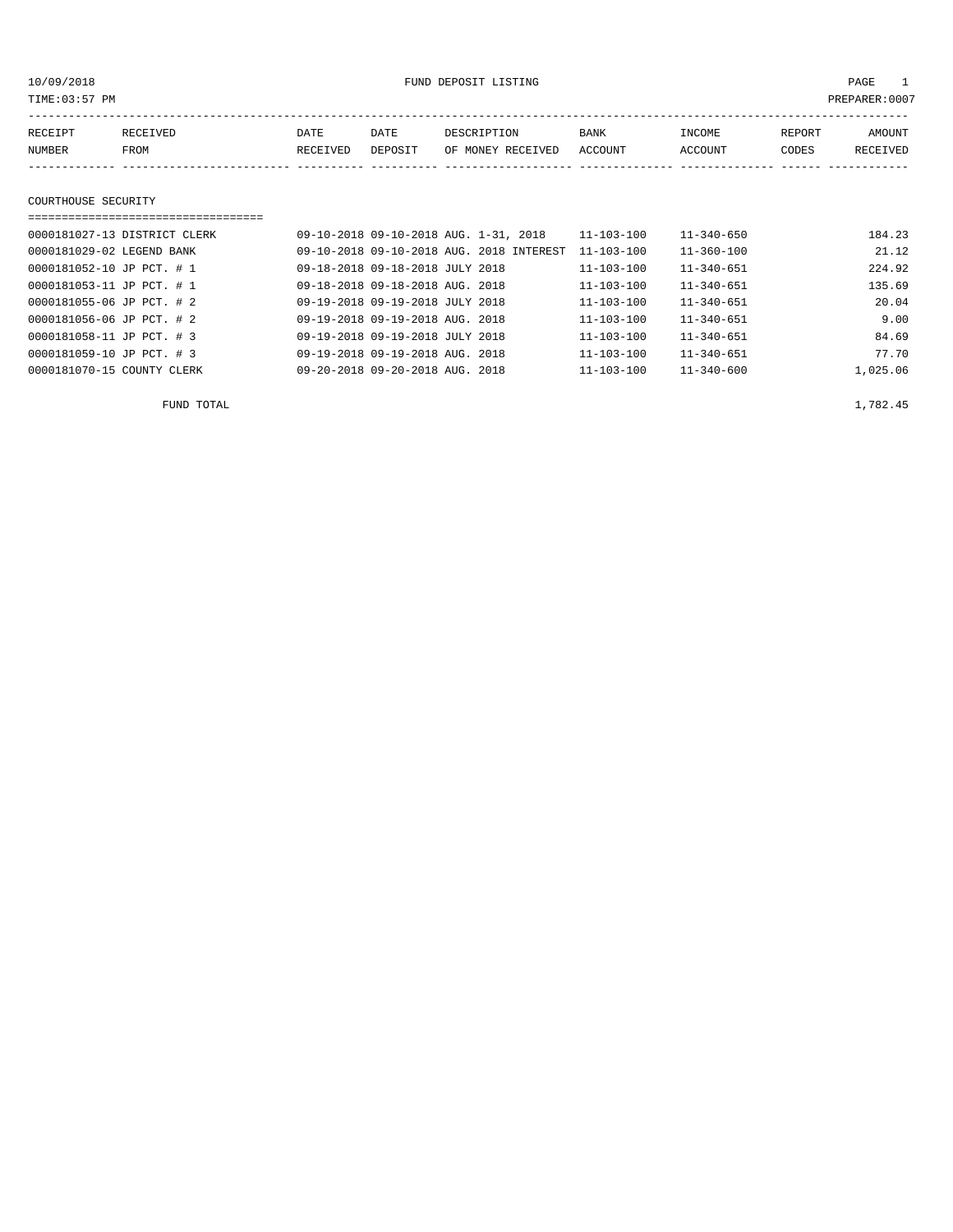10/09/2018 FUND DEPOSIT LISTING

TIME:03:57 PM PREPARER:0007

| RECEIPT NUMBER | RECEIVED FROM | DATE RECEIVED | DATE DEPOSIT | DESCRIPTION OF MONEY RECEIVED | BANK ACCOUNT | INCOME ACCOUNT | REPORT CODES | AMOUNT RECEIVED |
|---|---|---|---|---|---|---|---|---|

## COURTHOUSE SECURITY

| RECEIPT NUMBER | RECEIVED FROM | DATE RECEIVED | DATE DEPOSIT | DESCRIPTION OF MONEY RECEIVED | BANK ACCOUNT | INCOME ACCOUNT | REPORT CODES | AMOUNT RECEIVED |
|---|---|---|---|---|---|---|---|---|
| 0000181027-13 | DISTRICT CLERK | 09-10-2018 | 09-10-2018 | AUG. 1-31, 2018 | 11-103-100 | 11-340-650 | | 184.23 |
| 0000181029-02 | LEGEND BANK | 09-10-2018 | 09-10-2018 | AUG. 2018 INTEREST | 11-103-100 | 11-360-100 | | 21.12 |
| 0000181052-10 | JP PCT. # 1 | 09-18-2018 | 09-18-2018 | JULY 2018 | 11-103-100 | 11-340-651 | | 224.92 |
| 0000181053-11 | JP PCT. # 1 | 09-18-2018 | 09-18-2018 | AUG. 2018 | 11-103-100 | 11-340-651 | | 135.69 |
| 0000181055-06 | JP PCT. # 2 | 09-19-2018 | 09-19-2018 | JULY 2018 | 11-103-100 | 11-340-651 | | 20.04 |
| 0000181056-06 | JP PCT. # 2 | 09-19-2018 | 09-19-2018 | AUG. 2018 | 11-103-100 | 11-340-651 | | 9.00 |
| 0000181058-11 | JP PCT. # 3 | 09-19-2018 | 09-19-2018 | JULY 2018 | 11-103-100 | 11-340-651 | | 84.69 |
| 0000181059-10 | JP PCT. # 3 | 09-19-2018 | 09-19-2018 | AUG. 2018 | 11-103-100 | 11-340-651 | | 77.70 |
| 0000181070-15 | COUNTY CLERK | 09-20-2018 | 09-20-2018 | AUG. 2018 | 11-103-100 | 11-340-600 | | 1,025.06 |

FUND TOTAL 1,782.45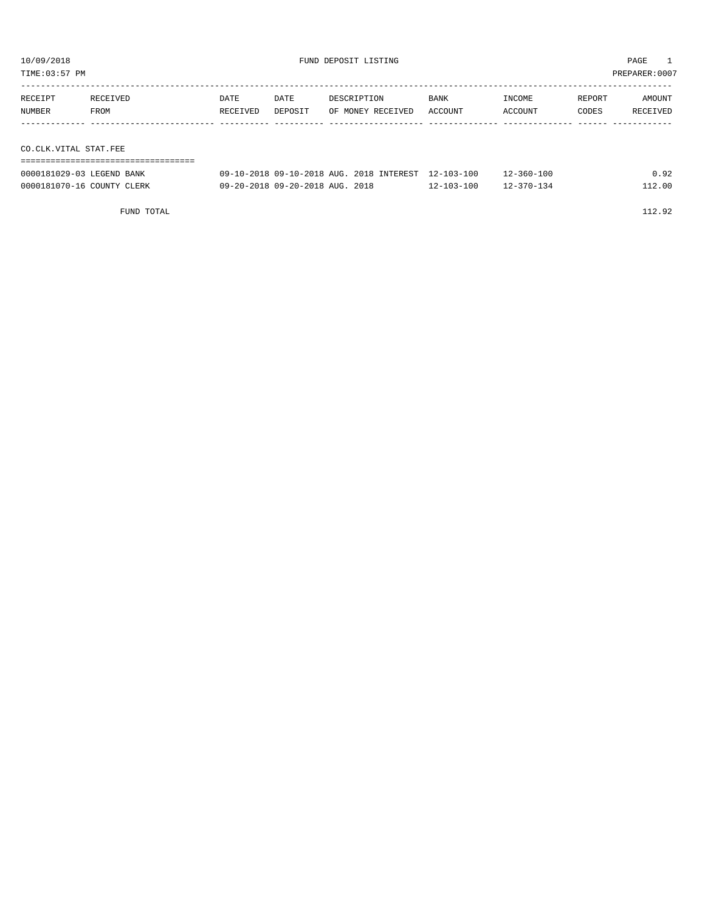10/09/2018 FUND DEPOSIT LISTING

TIME:03:57 PM PREPARER:0007

| RECEIPT NUMBER | RECEIVED FROM | DATE RECEIVED | DATE DEPOSIT | DESCRIPTION OF MONEY RECEIVED | BANK ACCOUNT | INCOME ACCOUNT | REPORT CODES | AMOUNT RECEIVED |
|---|---|---|---|---|---|---|---|---|
| **CO.CLK.VITAL STAT.FEE** | | | | | | | | |
| 0000181029-03 | LEGEND BANK | 09-10-2018 | 09-10-2018 | AUG. 2018 INTEREST | 12-103-100 | 12-360-100 | | 0.92 |
| 0000181070-16 | COUNTY CLERK | 09-20-2018 | 09-20-2018 | AUG. 2018 | 12-103-100 | 12-370-134 | | 112.00 |
| | FUND TOTAL | | | | | | | 112.92 |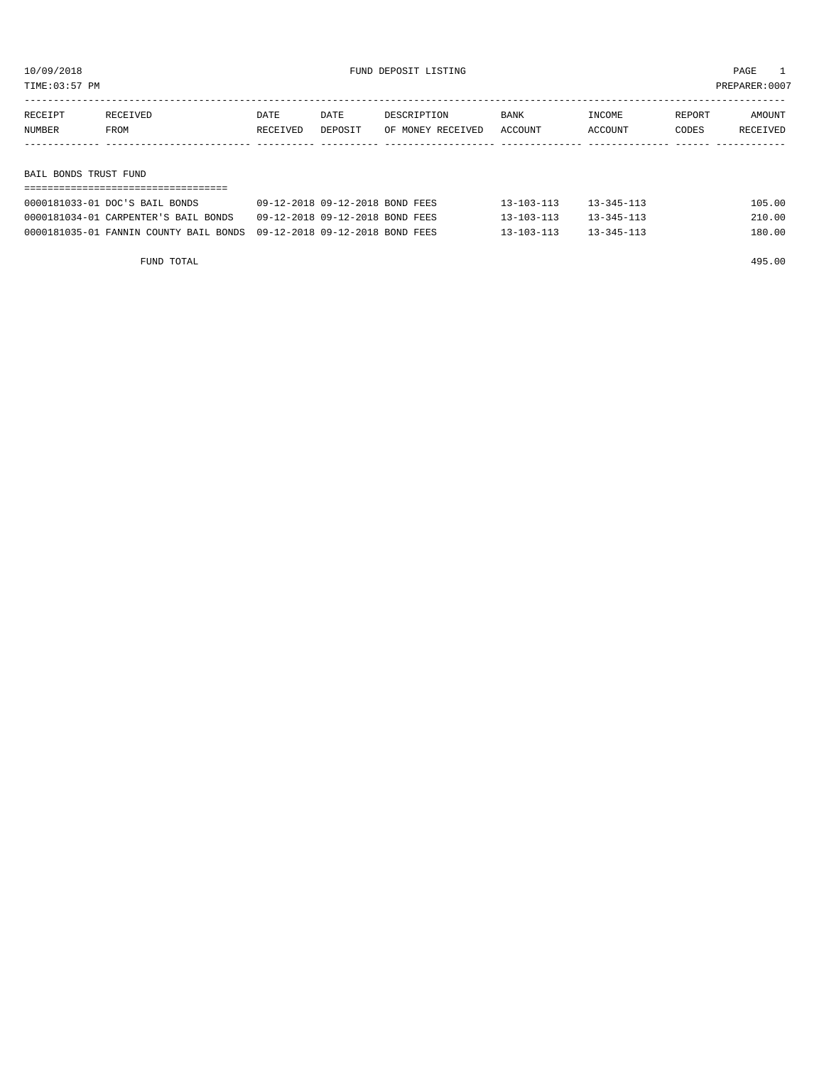10/09/2018 FUND DEPOSIT LISTING

TIME:03:57 PM PREPARER:0007

| RECEIPT NUMBER | RECEIVED FROM | DATE RECEIVED | DATE DEPOSIT | DESCRIPTION OF MONEY RECEIVED | BANK ACCOUNT | INCOME ACCOUNT | REPORT CODES | AMOUNT RECEIVED |
|---|---|---|---|---|---|---|---|---|
| **BAIL BONDS TRUST FUND** | | | | | | | | |
| 0000181033-01 | DOC'S BAIL BONDS | 09-12-2018 | 09-12-2018 | BOND FEES | 13-103-113 | 13-345-113 | | 105.00 |
| 0000181034-01 | CARPENTER'S BAIL BONDS | 09-12-2018 | 09-12-2018 | BOND FEES | 13-103-113 | 13-345-113 | | 210.00 |
| 0000181035-01 | FANNIN COUNTY BAIL BONDS | 09-12-2018 | 09-12-2018 | BOND FEES | 13-103-113 | 13-345-113 | | 180.00 |
| | FUND TOTAL | | | | | | | 495.00 |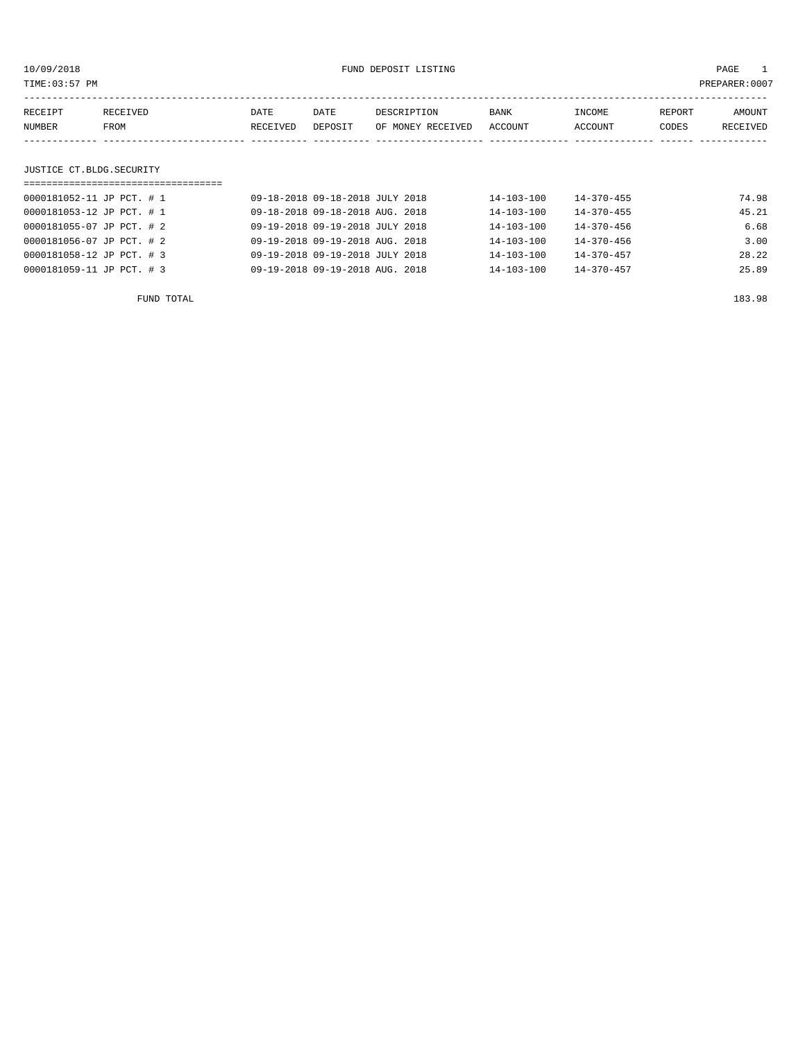FUND DEPOSIT LISTING

10/09/2018
TIME:03:57 PM
PREPARER:0007

| RECEIPT NUMBER | RECEIVED FROM | DATE RECEIVED | DATE DEPOSIT | DESCRIPTION OF MONEY RECEIVED | BANK ACCOUNT | INCOME ACCOUNT | REPORT CODES | AMOUNT RECEIVED |
|---|---|---|---|---|---|---|---|---|

## JUSTICE CT.BLDG.SECURITY

| RECEIPT NUMBER | RECEIVED FROM | DATE RECEIVED | DATE DEPOSIT | DESCRIPTION OF MONEY RECEIVED | BANK ACCOUNT | INCOME ACCOUNT | REPORT CODES | AMOUNT RECEIVED |
|---|---|---|---|---|---|---|---|---|
| 0000181052-11 | JP PCT. # 1 | 09-18-2018 | 09-18-2018 | JULY 2018 | 14-103-100 | 14-370-455 | | 74.98 |
| 0000181053-12 | JP PCT. # 1 | 09-18-2018 | 09-18-2018 | AUG. 2018 | 14-103-100 | 14-370-455 | | 45.21 |
| 0000181055-07 | JP PCT. # 2 | 09-19-2018 | 09-19-2018 | JULY 2018 | 14-103-100 | 14-370-456 | | 6.68 |
| 0000181056-07 | JP PCT. # 2 | 09-19-2018 | 09-19-2018 | AUG. 2018 | 14-103-100 | 14-370-456 | | 3.00 |
| 0000181058-12 | JP PCT. # 3 | 09-19-2018 | 09-19-2018 | JULY 2018 | 14-103-100 | 14-370-457 | | 28.22 |
| 0000181059-11 | JP PCT. # 3 | 09-19-2018 | 09-19-2018 | AUG. 2018 | 14-103-100 | 14-370-457 | | 25.89 |

FUND TOTAL 183.98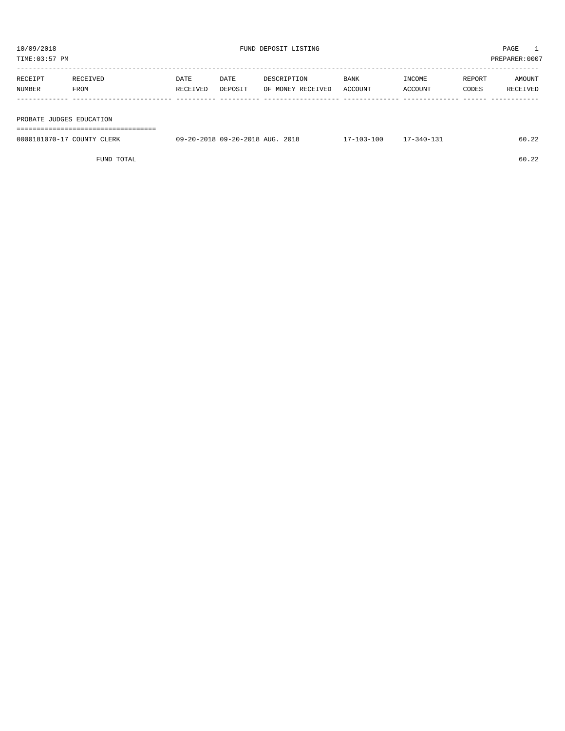FUND DEPOSIT LISTING

10/09/2018

TIME:03:57 PM

PREPARER:0007

| RECEIPT NUMBER | RECEIVED FROM | DATE RECEIVED | DATE DEPOSIT | DESCRIPTION OF MONEY RECEIVED | BANK ACCOUNT | INCOME ACCOUNT | REPORT CODES | AMOUNT RECEIVED |
|---|---|---|---|---|---|---|---|---|
| **PROBATE JUDGES EDUCATION** | | | | | | | | |
| 0000181070-17 | COUNTY CLERK | 09-20-2018 | 09-20-2018 | AUG. 2018 | 17-103-100 | 17-340-131 | | 60.22 |
| | FUND TOTAL | | | | | | | 60.22 |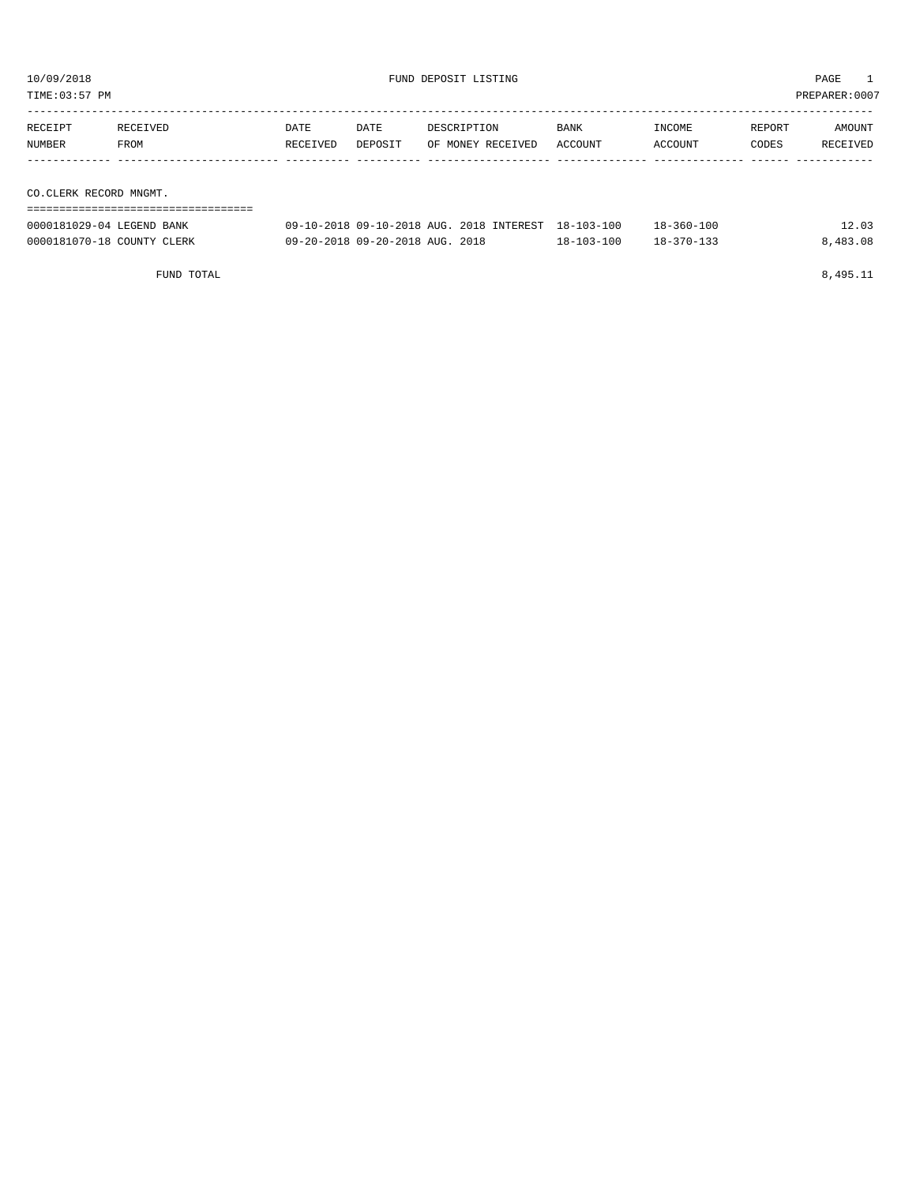10/09/2018 FUND DEPOSIT LISTING PAGE 1

TIME:03:57 PM PREPARER:0007

| RECEIPT NUMBER | RECEIVED FROM | DATE RECEIVED | DATE DEPOSIT | DESCRIPTION OF MONEY RECEIVED | BANK ACCOUNT | INCOME ACCOUNT | REPORT CODES | AMOUNT RECEIVED |
|---|---|---|---|---|---|---|---|---|
| **CO.CLERK RECORD MNGMT.** | | | | | | | | |
| 0000181029-04 | LEGEND BANK | 09-10-2018 | 09-10-2018 | AUG. 2018 INTEREST | 18-103-100 | 18-360-100 | | 12.03 |
| 0000181070-18 | COUNTY CLERK | 09-20-2018 | 09-20-2018 | AUG. 2018 | 18-103-100 | 18-370-133 | | 8,483.08 |
| | FUND TOTAL | | | | | | | 8,495.11 |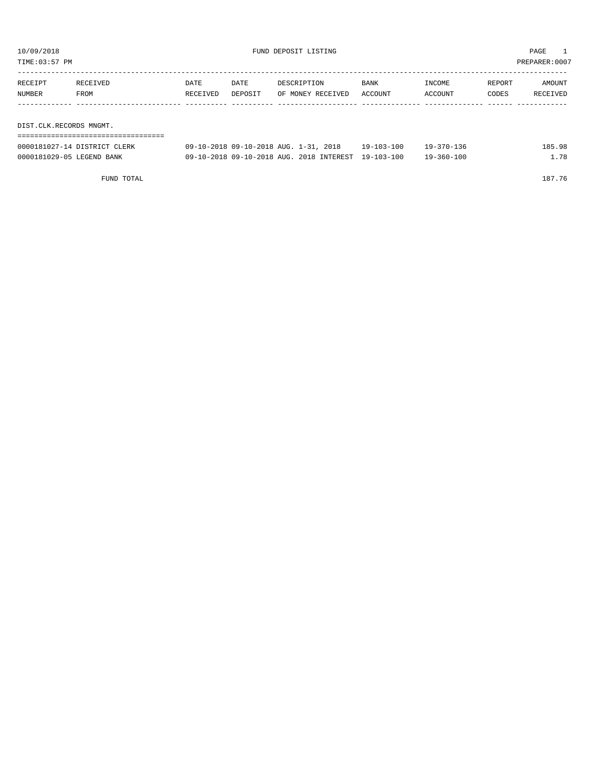# FUND DEPOSIT LISTING

10/09/2018
TIME:03:57 PM
PREPARER:0007

## DIST.CLK.RECORDS MNGMT.

| RECEIPT NUMBER | RECEIVED FROM | DATE RECEIVED | DATE DEPOSIT | DESCRIPTION OF MONEY RECEIVED | BANK ACCOUNT | INCOME ACCOUNT | REPORT CODES | AMOUNT RECEIVED |
|---|---|---|---|---|---|---|---|---|
| 0000181027-14 | DISTRICT CLERK | 09-10-2018 | 09-10-2018 | AUG. 1-31, 2018 | 19-103-100 | 19-370-136 | | 185.98 |
| 0000181029-05 | LEGEND BANK | 09-10-2018 | 09-10-2018 | AUG. 2018 INTEREST | 19-103-100 | 19-360-100 | | 1.78 |
| | FUND TOTAL | | | | | | | 187.76 |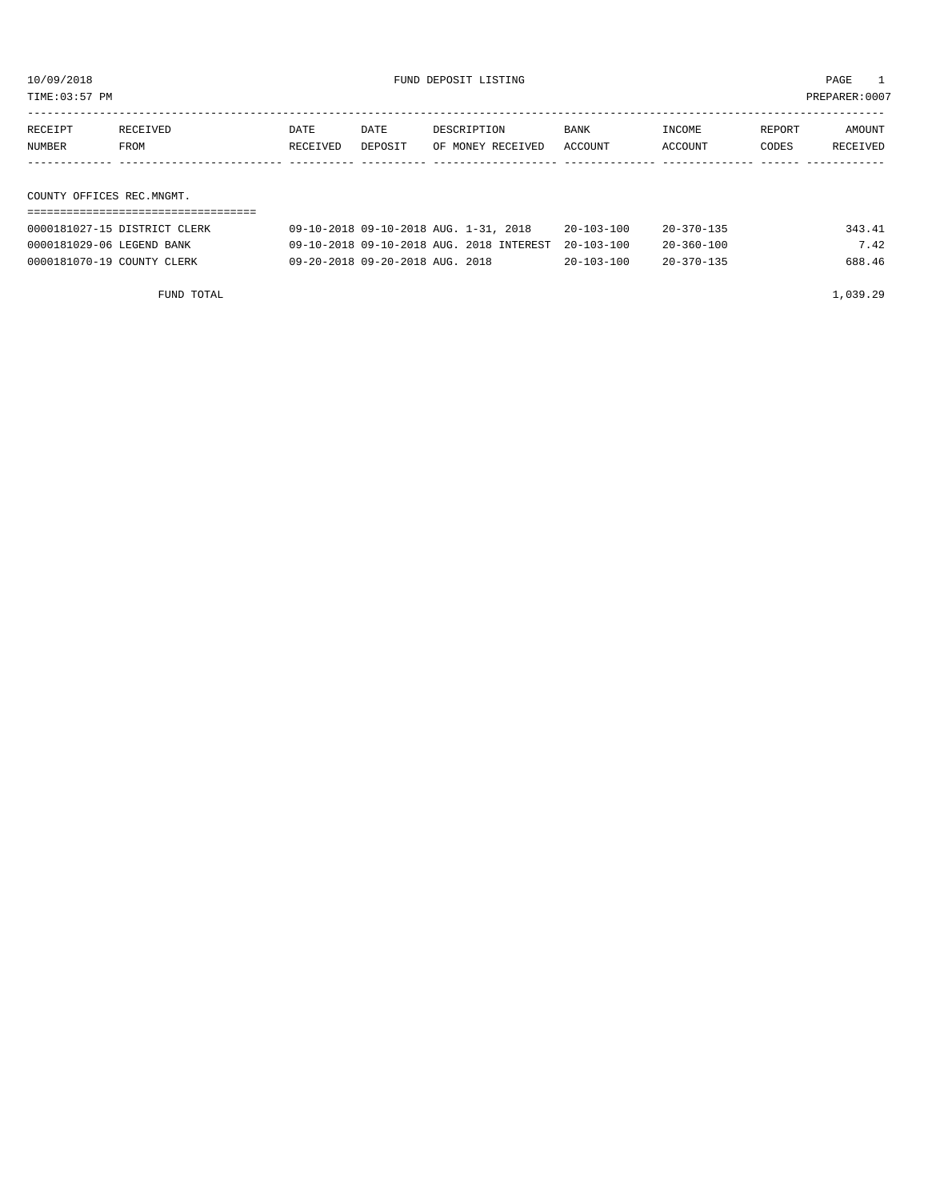10/09/2018 FUND DEPOSIT LISTING PAGE 1

TIME:03:57 PM PREPARER:0007

| RECEIPT NUMBER | RECEIVED FROM | DATE RECEIVED | DATE DEPOSIT | DESCRIPTION OF MONEY RECEIVED | BANK ACCOUNT | INCOME ACCOUNT | REPORT CODES | AMOUNT RECEIVED |
|---|---|---|---|---|---|---|---|---|
| **COUNTY OFFICES REC.MNGMT.** | | | | | | | | |
| 0000181027-15 | DISTRICT CLERK | 09-10-2018 | 09-10-2018 | AUG. 1-31, 2018 | 20-103-100 | 20-370-135 | | 343.41 |
| 0000181029-06 | LEGEND BANK | 09-10-2018 | 09-10-2018 | AUG. 2018 INTEREST | 20-103-100 | 20-360-100 | | 7.42 |
| 0000181070-19 | COUNTY CLERK | 09-20-2018 | 09-20-2018 | AUG. 2018 | 20-103-100 | 20-370-135 | | 688.46 |
| | FUND TOTAL | | | | | | | 1,039.29 |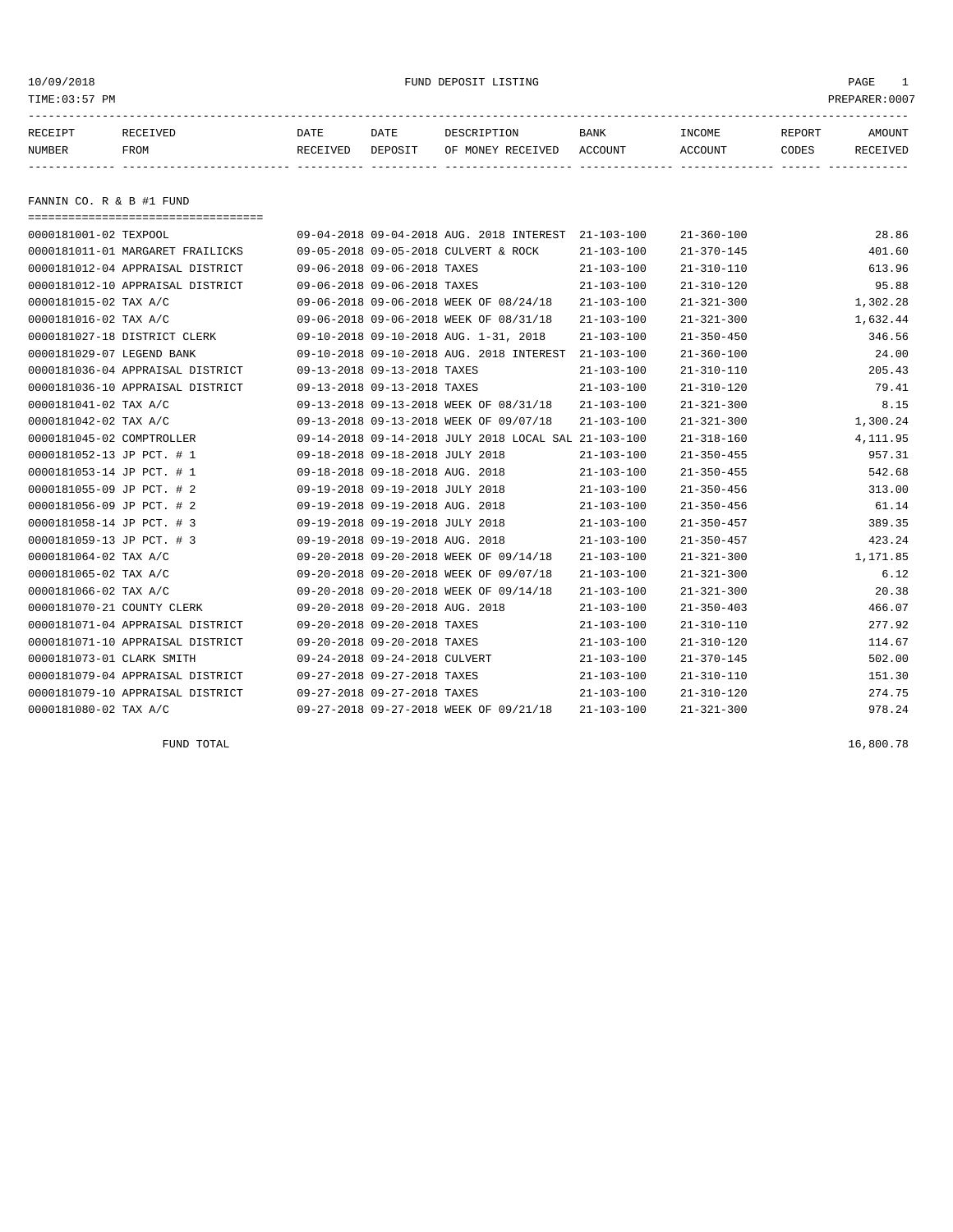10/09/2018 FUND DEPOSIT LISTING PAGE 1
TIME:03:57 PM PREPARER:0007

## FANNIN CO. R & B #1 FUND

| RECEIPT NUMBER | RECEIVED FROM | DATE RECEIVED | DATE DEPOSIT | DESCRIPTION OF MONEY RECEIVED | BANK ACCOUNT | INCOME ACCOUNT | REPORT CODES | AMOUNT RECEIVED |
|---|---|---|---|---|---|---|---|---|
| 0000181001-02 | TEXPOOL | 09-04-2018 | 09-04-2018 | AUG. 2018 INTEREST | 21-103-100 | 21-360-100 | | 28.86 |
| 0000181011-01 | MARGARET FRAILICKS | 09-05-2018 | 09-05-2018 | CULVERT & ROCK | 21-103-100 | 21-370-145 | | 401.60 |
| 0000181012-04 | APPRAISAL DISTRICT | 09-06-2018 | 09-06-2018 | TAXES | 21-103-100 | 21-310-110 | | 613.96 |
| 0000181012-10 | APPRAISAL DISTRICT | 09-06-2018 | 09-06-2018 | TAXES | 21-103-100 | 21-310-120 | | 95.88 |
| 0000181015-02 | TAX A/C | 09-06-2018 | 09-06-2018 | WEEK OF 08/24/18 | 21-103-100 | 21-321-300 | | 1,302.28 |
| 0000181016-02 | TAX A/C | 09-06-2018 | 09-06-2018 | WEEK OF 08/31/18 | 21-103-100 | 21-321-300 | | 1,632.44 |
| 0000181027-18 | DISTRICT CLERK | 09-10-2018 | 09-10-2018 | AUG. 1-31, 2018 | 21-103-100 | 21-350-450 | | 346.56 |
| 0000181029-07 | LEGEND BANK | 09-10-2018 | 09-10-2018 | AUG. 2018 INTEREST | 21-103-100 | 21-360-100 | | 24.00 |
| 0000181036-04 | APPRAISAL DISTRICT | 09-13-2018 | 09-13-2018 | TAXES | 21-103-100 | 21-310-110 | | 205.43 |
| 0000181036-10 | APPRAISAL DISTRICT | 09-13-2018 | 09-13-2018 | TAXES | 21-103-100 | 21-310-120 | | 79.41 |
| 0000181041-02 | TAX A/C | 09-13-2018 | 09-13-2018 | WEEK OF 08/31/18 | 21-103-100 | 21-321-300 | | 8.15 |
| 0000181042-02 | TAX A/C | 09-13-2018 | 09-13-2018 | WEEK OF 09/07/18 | 21-103-100 | 21-321-300 | | 1,300.24 |
| 0000181045-02 | COMPTROLLER | 09-14-2018 | 09-14-2018 | JULY 2018 LOCAL SAL | 21-103-100 | 21-318-160 | | 4,111.95 |
| 0000181052-13 | JP PCT. # 1 | 09-18-2018 | 09-18-2018 | JULY 2018 | 21-103-100 | 21-350-455 | | 957.31 |
| 0000181053-14 | JP PCT. # 1 | 09-18-2018 | 09-18-2018 | AUG. 2018 | 21-103-100 | 21-350-455 | | 542.68 |
| 0000181055-09 | JP PCT. # 2 | 09-19-2018 | 09-19-2018 | JULY 2018 | 21-103-100 | 21-350-456 | | 313.00 |
| 0000181056-09 | JP PCT. # 2 | 09-19-2018 | 09-19-2018 | AUG. 2018 | 21-103-100 | 21-350-456 | | 61.14 |
| 0000181058-14 | JP PCT. # 3 | 09-19-2018 | 09-19-2018 | JULY 2018 | 21-103-100 | 21-350-457 | | 389.35 |
| 0000181059-13 | JP PCT. # 3 | 09-19-2018 | 09-19-2018 | AUG. 2018 | 21-103-100 | 21-350-457 | | 423.24 |
| 0000181064-02 | TAX A/C | 09-20-2018 | 09-20-2018 | WEEK OF 09/14/18 | 21-103-100 | 21-321-300 | | 1,171.85 |
| 0000181065-02 | TAX A/C | 09-20-2018 | 09-20-2018 | WEEK OF 09/07/18 | 21-103-100 | 21-321-300 | | 6.12 |
| 0000181066-02 | TAX A/C | 09-20-2018 | 09-20-2018 | WEEK OF 09/14/18 | 21-103-100 | 21-321-300 | | 20.38 |
| 0000181070-21 | COUNTY CLERK | 09-20-2018 | 09-20-2018 | AUG. 2018 | 21-103-100 | 21-350-403 | | 466.07 |
| 0000181071-04 | APPRAISAL DISTRICT | 09-20-2018 | 09-20-2018 | TAXES | 21-103-100 | 21-310-110 | | 277.92 |
| 0000181071-10 | APPRAISAL DISTRICT | 09-20-2018 | 09-20-2018 | TAXES | 21-103-100 | 21-310-120 | | 114.67 |
| 0000181073-01 | CLARK SMITH | 09-24-2018 | 09-24-2018 | CULVERT | 21-103-100 | 21-370-145 | | 502.00 |
| 0000181079-04 | APPRAISAL DISTRICT | 09-27-2018 | 09-27-2018 | TAXES | 21-103-100 | 21-310-110 | | 151.30 |
| 0000181079-10 | APPRAISAL DISTRICT | 09-27-2018 | 09-27-2018 | TAXES | 21-103-100 | 21-310-120 | | 274.75 |
| 0000181080-02 | TAX A/C | 09-27-2018 | 09-27-2018 | WEEK OF 09/21/18 | 21-103-100 | 21-321-300 | | 978.24 |

FUND TOTAL 16,800.78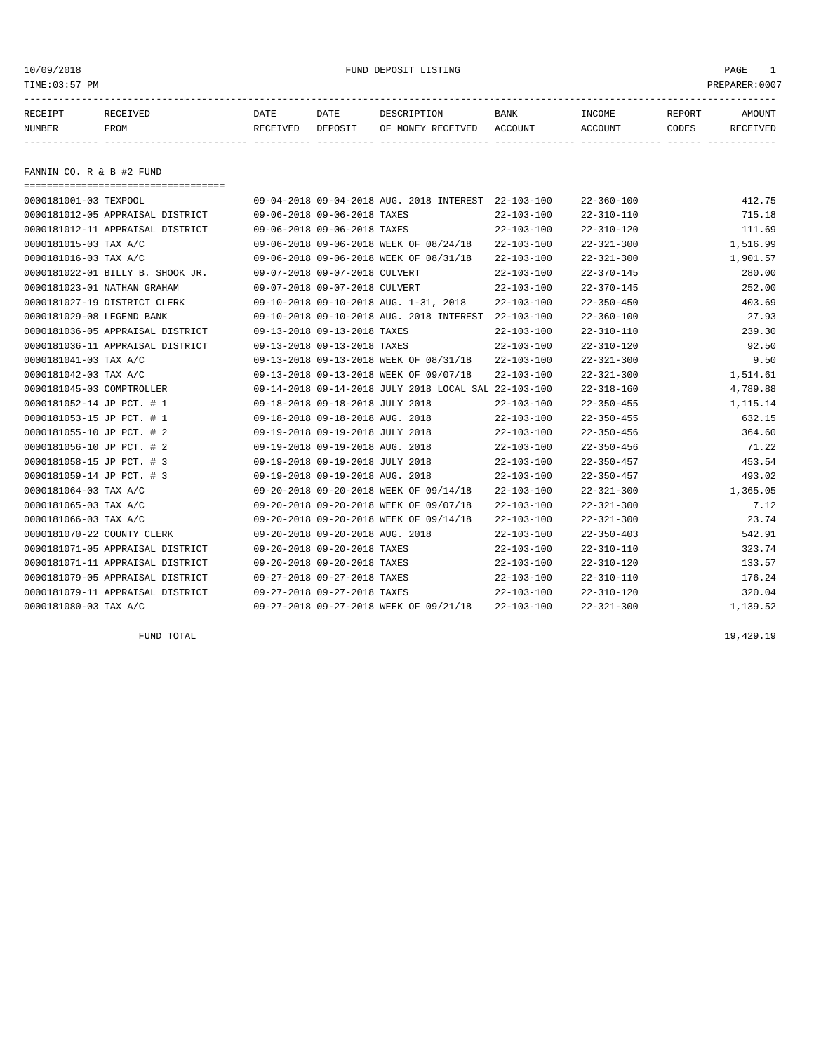# FUND DEPOSIT LISTING

10/09/2018
TIME:03:57 PM
PREPARER:0007

| RECEIPT NUMBER | RECEIVED FROM | DATE RECEIVED | DATE DEPOSIT | DESCRIPTION OF MONEY RECEIVED | BANK ACCOUNT | INCOME ACCOUNT | REPORT CODES | AMOUNT RECEIVED |
|---|---|---|---|---|---|---|---|---|

## FANNIN CO. R & B #2 FUND

| RECEIPT NUMBER | RECEIVED FROM | DATE RECEIVED | DATE DEPOSIT | DESCRIPTION OF MONEY RECEIVED | BANK ACCOUNT | INCOME ACCOUNT | REPORT CODES | AMOUNT RECEIVED |
|---|---|---|---|---|---|---|---|---|
| 0000181001-03 | TEXPOOL | 09-04-2018 | 09-04-2018 | AUG. 2018 INTEREST | 22-103-100 | 22-360-100 | | 412.75 |
| 0000181012-05 | APPRAISAL DISTRICT | 09-06-2018 | 09-06-2018 | TAXES | 22-103-100 | 22-310-110 | | 715.18 |
| 0000181012-11 | APPRAISAL DISTRICT | 09-06-2018 | 09-06-2018 | TAXES | 22-103-100 | 22-310-120 | | 111.69 |
| 0000181015-03 | TAX A/C | 09-06-2018 | 09-06-2018 | WEEK OF 08/24/18 | 22-103-100 | 22-321-300 | | 1,516.99 |
| 0000181016-03 | TAX A/C | 09-06-2018 | 09-06-2018 | WEEK OF 08/31/18 | 22-103-100 | 22-321-300 | | 1,901.57 |
| 0000181022-01 | BILLY B. SHOOK JR. | 09-07-2018 | 09-07-2018 | CULVERT | 22-103-100 | 22-370-145 | | 280.00 |
| 0000181023-01 | NATHAN GRAHAM | 09-07-2018 | 09-07-2018 | CULVERT | 22-103-100 | 22-370-145 | | 252.00 |
| 0000181027-19 | DISTRICT CLERK | 09-10-2018 | 09-10-2018 | AUG. 1-31, 2018 | 22-103-100 | 22-350-450 | | 403.69 |
| 0000181029-08 | LEGEND BANK | 09-10-2018 | 09-10-2018 | AUG. 2018 INTEREST | 22-103-100 | 22-360-100 | | 27.93 |
| 0000181036-05 | APPRAISAL DISTRICT | 09-13-2018 | 09-13-2018 | TAXES | 22-103-100 | 22-310-110 | | 239.30 |
| 0000181036-11 | APPRAISAL DISTRICT | 09-13-2018 | 09-13-2018 | TAXES | 22-103-100 | 22-310-120 | | 92.50 |
| 0000181041-03 | TAX A/C | 09-13-2018 | 09-13-2018 | WEEK OF 08/31/18 | 22-103-100 | 22-321-300 | | 9.50 |
| 0000181042-03 | TAX A/C | 09-13-2018 | 09-13-2018 | WEEK OF 09/07/18 | 22-103-100 | 22-321-300 | | 1,514.61 |
| 0000181045-03 | COMPTROLLER | 09-14-2018 | 09-14-2018 | JULY 2018 LOCAL SAL | 22-103-100 | 22-318-160 | | 4,789.88 |
| 0000181052-14 | JP PCT. # 1 | 09-18-2018 | 09-18-2018 | JULY 2018 | 22-103-100 | 22-350-455 | | 1,115.14 |
| 0000181053-15 | JP PCT. # 1 | 09-18-2018 | 09-18-2018 | AUG. 2018 | 22-103-100 | 22-350-455 | | 632.15 |
| 0000181055-10 | JP PCT. # 2 | 09-19-2018 | 09-19-2018 | JULY 2018 | 22-103-100 | 22-350-456 | | 364.60 |
| 0000181056-10 | JP PCT. # 2 | 09-19-2018 | 09-19-2018 | AUG. 2018 | 22-103-100 | 22-350-456 | | 71.22 |
| 0000181058-15 | JP PCT. # 3 | 09-19-2018 | 09-19-2018 | JULY 2018 | 22-103-100 | 22-350-457 | | 453.54 |
| 0000181059-14 | JP PCT. # 3 | 09-19-2018 | 09-19-2018 | AUG. 2018 | 22-103-100 | 22-350-457 | | 493.02 |
| 0000181064-03 | TAX A/C | 09-20-2018 | 09-20-2018 | WEEK OF 09/14/18 | 22-103-100 | 22-321-300 | | 1,365.05 |
| 0000181065-03 | TAX A/C | 09-20-2018 | 09-20-2018 | WEEK OF 09/07/18 | 22-103-100 | 22-321-300 | | 7.12 |
| 0000181066-03 | TAX A/C | 09-20-2018 | 09-20-2018 | WEEK OF 09/14/18 | 22-103-100 | 22-321-300 | | 23.74 |
| 0000181070-22 | COUNTY CLERK | 09-20-2018 | 09-20-2018 | AUG. 2018 | 22-103-100 | 22-350-403 | | 542.91 |
| 0000181071-05 | APPRAISAL DISTRICT | 09-20-2018 | 09-20-2018 | TAXES | 22-103-100 | 22-310-110 | | 323.74 |
| 0000181071-11 | APPRAISAL DISTRICT | 09-20-2018 | 09-20-2018 | TAXES | 22-103-100 | 22-310-120 | | 133.57 |
| 0000181079-05 | APPRAISAL DISTRICT | 09-27-2018 | 09-27-2018 | TAXES | 22-103-100 | 22-310-110 | | 176.24 |
| 0000181079-11 | APPRAISAL DISTRICT | 09-27-2018 | 09-27-2018 | TAXES | 22-103-100 | 22-310-120 | | 320.04 |
| 0000181080-03 | TAX A/C | 09-27-2018 | 09-27-2018 | WEEK OF 09/21/18 | 22-103-100 | 22-321-300 | | 1,139.52 |
| | FUND TOTAL | | | | | | | 19,429.19 |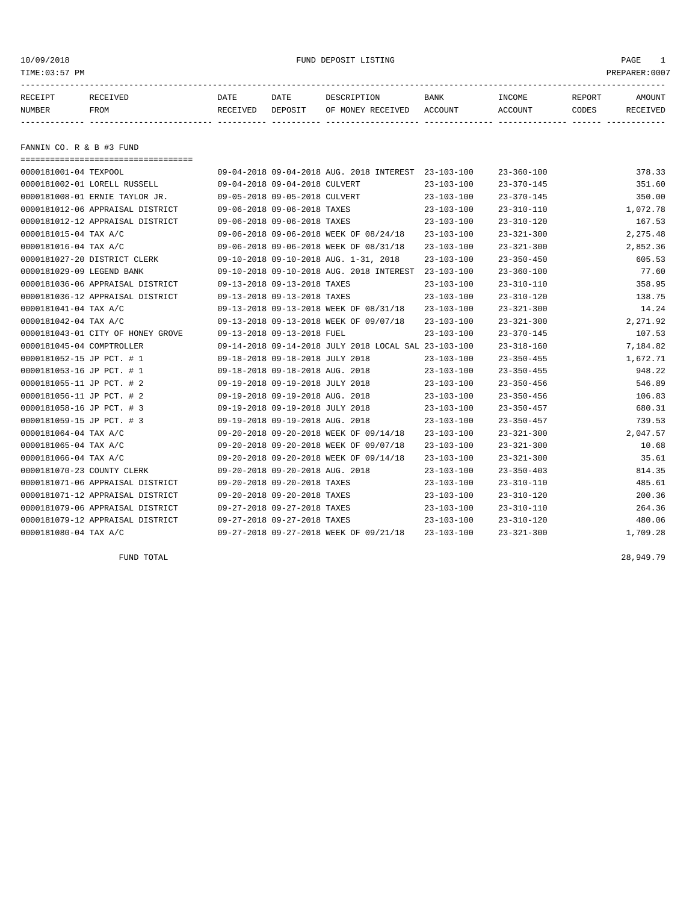10/09/2018 FUND DEPOSIT LISTING
TIME:03:57 PM PREPARER:0007

## FANNIN CO. R & B #3 FUND

| RECEIPT NUMBER | RECEIVED FROM | DATE RECEIVED | DATE DEPOSIT | DESCRIPTION OF MONEY RECEIVED | BANK ACCOUNT | INCOME ACCOUNT | REPORT CODES | AMOUNT RECEIVED |
|---|---|---|---|---|---|---|---|---|
| 0000181001-04 | TEXPOOL | 09-04-2018 | 09-04-2018 | AUG. 2018 INTEREST | 23-103-100 | 23-360-100 | | 378.33 |
| 0000181002-01 | LORELL RUSSELL | 09-04-2018 | 09-04-2018 | CULVERT | 23-103-100 | 23-370-145 | | 351.60 |
| 0000181008-01 | ERNIE TAYLOR JR. | 09-05-2018 | 09-05-2018 | CULVERT | 23-103-100 | 23-370-145 | | 350.00 |
| 0000181012-06 | APPRAISAL DISTRICT | 09-06-2018 | 09-06-2018 | TAXES | 23-103-100 | 23-310-110 | | 1,072.78 |
| 0000181012-12 | APPRAISAL DISTRICT | 09-06-2018 | 09-06-2018 | TAXES | 23-103-100 | 23-310-120 | | 167.53 |
| 0000181015-04 | TAX A/C | 09-06-2018 | 09-06-2018 | WEEK OF 08/24/18 | 23-103-100 | 23-321-300 | | 2,275.48 |
| 0000181016-04 | TAX A/C | 09-06-2018 | 09-06-2018 | WEEK OF 08/31/18 | 23-103-100 | 23-321-300 | | 2,852.36 |
| 0000181027-20 | DISTRICT CLERK | 09-10-2018 | 09-10-2018 | AUG. 1-31, 2018 | 23-103-100 | 23-350-450 | | 605.53 |
| 0000181029-09 | LEGEND BANK | 09-10-2018 | 09-10-2018 | AUG. 2018 INTEREST | 23-103-100 | 23-360-100 | | 77.60 |
| 0000181036-06 | APPRAISAL DISTRICT | 09-13-2018 | 09-13-2018 | TAXES | 23-103-100 | 23-310-110 | | 358.95 |
| 0000181036-12 | APPRAISAL DISTRICT | 09-13-2018 | 09-13-2018 | TAXES | 23-103-100 | 23-310-120 | | 138.75 |
| 0000181041-04 | TAX A/C | 09-13-2018 | 09-13-2018 | WEEK OF 08/31/18 | 23-103-100 | 23-321-300 | | 14.24 |
| 0000181042-04 | TAX A/C | 09-13-2018 | 09-13-2018 | WEEK OF 09/07/18 | 23-103-100 | 23-321-300 | | 2,271.92 |
| 0000181043-01 | CITY OF HONEY GROVE | 09-13-2018 | 09-13-2018 | FUEL | 23-103-100 | 23-370-145 | | 107.53 |
| 0000181045-04 | COMPTROLLER | 09-14-2018 | 09-14-2018 | JULY 2018 LOCAL SAL | 23-103-100 | 23-318-160 | | 7,184.82 |
| 0000181052-15 | JP PCT. # 1 | 09-18-2018 | 09-18-2018 | JULY 2018 | 23-103-100 | 23-350-455 | | 1,672.71 |
| 0000181053-16 | JP PCT. # 1 | 09-18-2018 | 09-18-2018 | AUG. 2018 | 23-103-100 | 23-350-455 | | 948.22 |
| 0000181055-11 | JP PCT. # 2 | 09-19-2018 | 09-19-2018 | JULY 2018 | 23-103-100 | 23-350-456 | | 546.89 |
| 0000181056-11 | JP PCT. # 2 | 09-19-2018 | 09-19-2018 | AUG. 2018 | 23-103-100 | 23-350-456 | | 106.83 |
| 0000181058-16 | JP PCT. # 3 | 09-19-2018 | 09-19-2018 | JULY 2018 | 23-103-100 | 23-350-457 | | 680.31 |
| 0000181059-15 | JP PCT. # 3 | 09-19-2018 | 09-19-2018 | AUG. 2018 | 23-103-100 | 23-350-457 | | 739.53 |
| 0000181064-04 | TAX A/C | 09-20-2018 | 09-20-2018 | WEEK OF 09/14/18 | 23-103-100 | 23-321-300 | | 2,047.57 |
| 0000181065-04 | TAX A/C | 09-20-2018 | 09-20-2018 | WEEK OF 09/07/18 | 23-103-100 | 23-321-300 | | 10.68 |
| 0000181066-04 | TAX A/C | 09-20-2018 | 09-20-2018 | WEEK OF 09/14/18 | 23-103-100 | 23-321-300 | | 35.61 |
| 0000181070-23 | COUNTY CLERK | 09-20-2018 | 09-20-2018 | AUG. 2018 | 23-103-100 | 23-350-403 | | 814.35 |
| 0000181071-06 | APPRAISAL DISTRICT | 09-20-2018 | 09-20-2018 | TAXES | 23-103-100 | 23-310-110 | | 485.61 |
| 0000181071-12 | APPRAISAL DISTRICT | 09-20-2018 | 09-20-2018 | TAXES | 23-103-100 | 23-310-120 | | 200.36 |
| 0000181079-06 | APPRAISAL DISTRICT | 09-27-2018 | 09-27-2018 | TAXES | 23-103-100 | 23-310-110 | | 264.36 |
| 0000181079-12 | APPRAISAL DISTRICT | 09-27-2018 | 09-27-2018 | TAXES | 23-103-100 | 23-310-120 | | 480.06 |
| 0000181080-04 | TAX A/C | 09-27-2018 | 09-27-2018 | WEEK OF 09/21/18 | 23-103-100 | 23-321-300 | | 1,709.28 |
| | FUND TOTAL | | | | | | | 28,949.79 |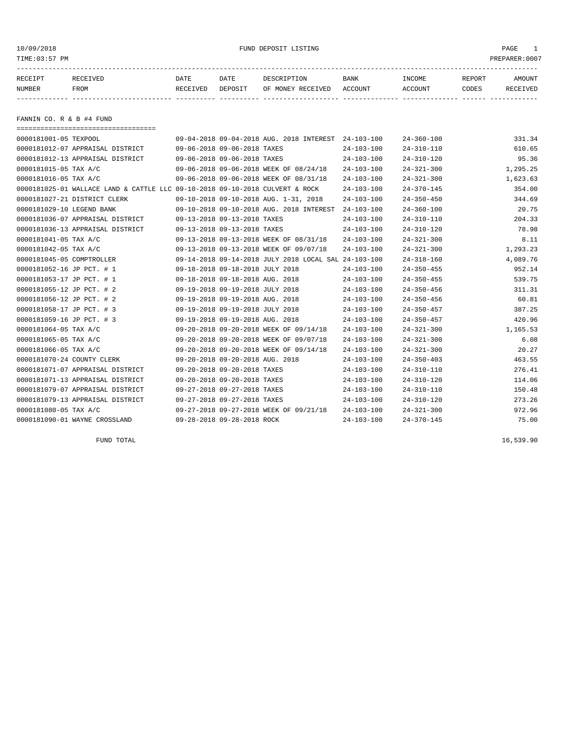10/09/2018 FUND DEPOSIT LISTING

TIME:03:57 PM PREPARER:0007

## FANNIN CO. R & B #4 FUND

| RECEIPT NUMBER | RECEIVED FROM | DATE RECEIVED | DATE DEPOSIT | DESCRIPTION OF MONEY RECEIVED | BANK ACCOUNT | INCOME ACCOUNT | REPORT CODES | AMOUNT RECEIVED |
|---|---|---|---|---|---|---|---|---|
| 0000181001-05 | TEXPOOL | 09-04-2018 | 09-04-2018 | AUG. 2018 INTEREST | 24-103-100 | 24-360-100 | | 331.34 |
| 0000181012-07 | APPRAISAL DISTRICT | 09-06-2018 | 09-06-2018 | TAXES | 24-103-100 | 24-310-110 | | 610.65 |
| 0000181012-13 | APPRAISAL DISTRICT | 09-06-2018 | 09-06-2018 | TAXES | 24-103-100 | 24-310-120 | | 95.36 |
| 0000181015-05 | TAX A/C | 09-06-2018 | 09-06-2018 | WEEK OF 08/24/18 | 24-103-100 | 24-321-300 | | 1,295.25 |
| 0000181016-05 | TAX A/C | 09-06-2018 | 09-06-2018 | WEEK OF 08/31/18 | 24-103-100 | 24-321-300 | | 1,623.63 |
| 0000181025-01 | WALLACE LAND & CATTLE LLC | 09-10-2018 | 09-10-2018 | CULVERT & ROCK | 24-103-100 | 24-370-145 | | 354.00 |
| 0000181027-21 | DISTRICT CLERK | 09-10-2018 | 09-10-2018 | AUG. 1-31, 2018 | 24-103-100 | 24-350-450 | | 344.69 |
| 0000181029-10 | LEGEND BANK | 09-10-2018 | 09-10-2018 | AUG. 2018 INTEREST | 24-103-100 | 24-360-100 | | 20.75 |
| 0000181036-07 | APPRAISAL DISTRICT | 09-13-2018 | 09-13-2018 | TAXES | 24-103-100 | 24-310-110 | | 204.33 |
| 0000181036-13 | APPRAISAL DISTRICT | 09-13-2018 | 09-13-2018 | TAXES | 24-103-100 | 24-310-120 | | 78.98 |
| 0000181041-05 | TAX A/C | 09-13-2018 | 09-13-2018 | WEEK OF 08/31/18 | 24-103-100 | 24-321-300 | | 8.11 |
| 0000181042-05 | TAX A/C | 09-13-2018 | 09-13-2018 | WEEK OF 09/07/18 | 24-103-100 | 24-321-300 | | 1,293.23 |
| 0000181045-05 | COMPTROLLER | 09-14-2018 | 09-14-2018 | JULY 2018 LOCAL SAL | 24-103-100 | 24-318-160 | | 4,089.76 |
| 0000181052-16 | JP PCT. # 1 | 09-18-2018 | 09-18-2018 | JULY 2018 | 24-103-100 | 24-350-455 | | 952.14 |
| 0000181053-17 | JP PCT. # 1 | 09-18-2018 | 09-18-2018 | AUG. 2018 | 24-103-100 | 24-350-455 | | 539.75 |
| 0000181055-12 | JP PCT. # 2 | 09-19-2018 | 09-19-2018 | JULY 2018 | 24-103-100 | 24-350-456 | | 311.31 |
| 0000181056-12 | JP PCT. # 2 | 09-19-2018 | 09-19-2018 | AUG. 2018 | 24-103-100 | 24-350-456 | | 60.81 |
| 0000181058-17 | JP PCT. # 3 | 09-19-2018 | 09-19-2018 | JULY 2018 | 24-103-100 | 24-350-457 | | 387.25 |
| 0000181059-16 | JP PCT. # 3 | 09-19-2018 | 09-19-2018 | AUG. 2018 | 24-103-100 | 24-350-457 | | 420.96 |
| 0000181064-05 | TAX A/C | 09-20-2018 | 09-20-2018 | WEEK OF 09/14/18 | 24-103-100 | 24-321-300 | | 1,165.53 |
| 0000181065-05 | TAX A/C | 09-20-2018 | 09-20-2018 | WEEK OF 09/07/18 | 24-103-100 | 24-321-300 | | 6.08 |
| 0000181066-05 | TAX A/C | 09-20-2018 | 09-20-2018 | WEEK OF 09/14/18 | 24-103-100 | 24-321-300 | | 20.27 |
| 0000181070-24 | COUNTY CLERK | 09-20-2018 | 09-20-2018 | AUG. 2018 | 24-103-100 | 24-350-403 | | 463.55 |
| 0000181071-07 | APPRAISAL DISTRICT | 09-20-2018 | 09-20-2018 | TAXES | 24-103-100 | 24-310-110 | | 276.41 |
| 0000181071-13 | APPRAISAL DISTRICT | 09-20-2018 | 09-20-2018 | TAXES | 24-103-100 | 24-310-120 | | 114.06 |
| 0000181079-07 | APPRAISAL DISTRICT | 09-27-2018 | 09-27-2018 | TAXES | 24-103-100 | 24-310-110 | | 150.48 |
| 0000181079-13 | APPRAISAL DISTRICT | 09-27-2018 | 09-27-2018 | TAXES | 24-103-100 | 24-310-120 | | 273.26 |
| 0000181080-05 | TAX A/C | 09-27-2018 | 09-27-2018 | WEEK OF 09/21/18 | 24-103-100 | 24-321-300 | | 972.96 |
| 0000181090-01 | WAYNE CROSSLAND | 09-28-2018 | 09-28-2018 | ROCK | 24-103-100 | 24-370-145 | | 75.00 |
| | FUND TOTAL | | | | | | | 16,539.90 |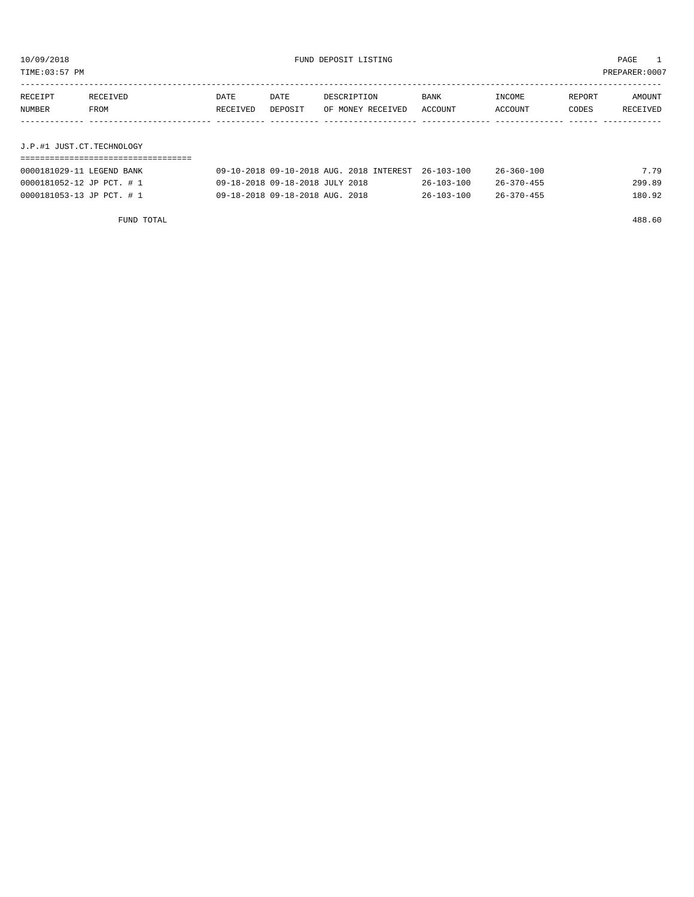10/09/2018 FUND DEPOSIT LISTING

TIME:03:57 PM PREPARER:0007

| RECEIPT NUMBER | RECEIVED FROM | DATE RECEIVED | DATE DEPOSIT | DESCRIPTION OF MONEY RECEIVED | BANK ACCOUNT | INCOME ACCOUNT | REPORT CODES | AMOUNT RECEIVED |
|---|---|---|---|---|---|---|---|---|

J.P.#1 JUST.CT.TECHNOLOGY

| RECEIPT NUMBER | RECEIVED FROM | DATE RECEIVED | DATE DEPOSIT | DESCRIPTION OF MONEY RECEIVED | BANK ACCOUNT | INCOME ACCOUNT | REPORT CODES | AMOUNT RECEIVED |
|---|---|---|---|---|---|---|---|---|
| 0000181029-11 | LEGEND BANK | 09-10-2018 | 09-10-2018 | AUG. 2018 INTEREST | 26-103-100 | 26-360-100 | | 7.79 |
| 0000181052-12 | JP PCT. # 1 | 09-18-2018 | 09-18-2018 | JULY 2018 | 26-103-100 | 26-370-455 | | 299.89 |
| 0000181053-13 | JP PCT. # 1 | 09-18-2018 | 09-18-2018 | AUG. 2018 | 26-103-100 | 26-370-455 | | 180.92 |

FUND TOTAL 488.60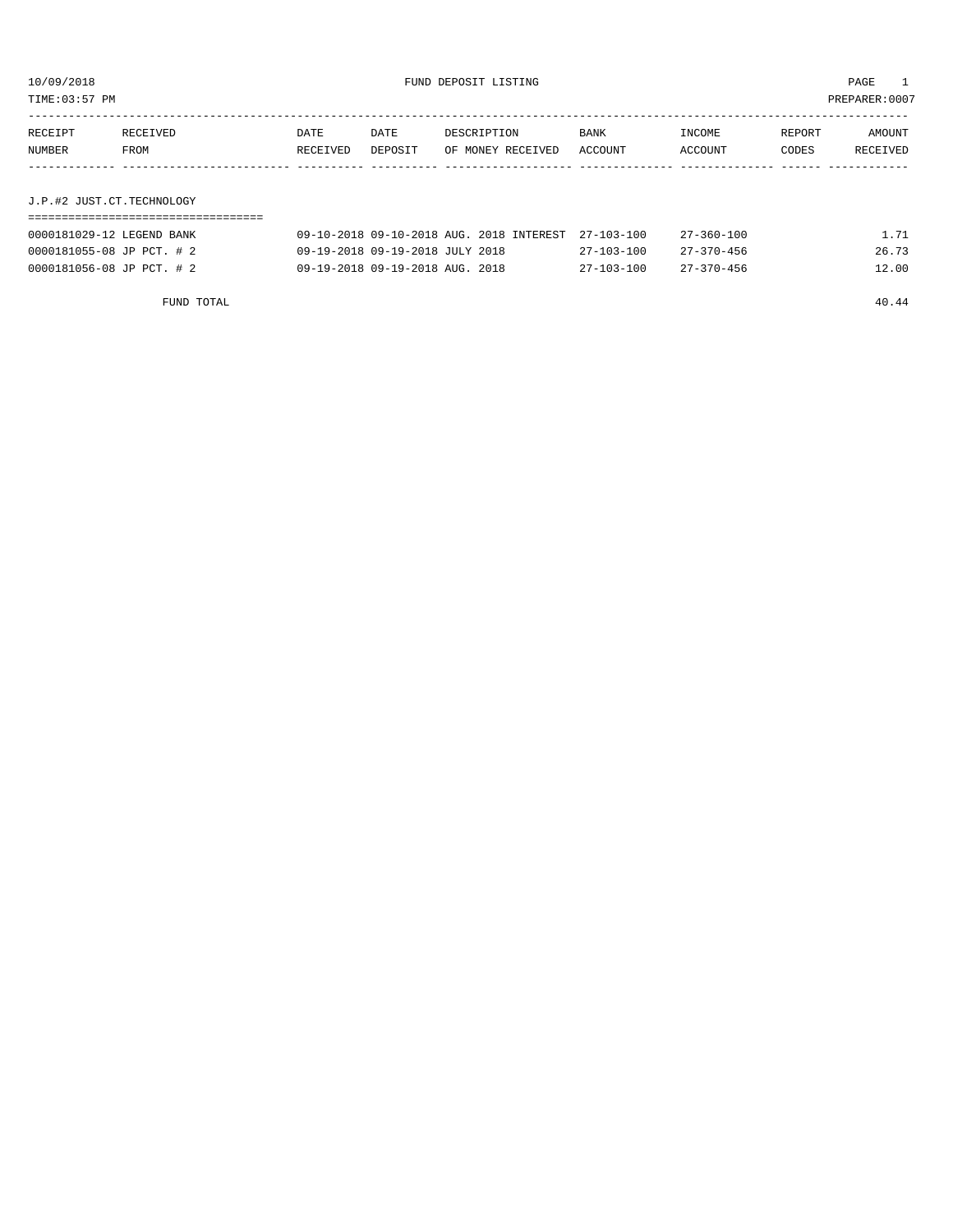10/09/2018 FUND DEPOSIT LISTING

TIME:03:57 PM PREPARER:0007

| RECEIPT NUMBER | RECEIVED FROM | DATE RECEIVED | DATE DEPOSIT | DESCRIPTION OF MONEY RECEIVED | BANK ACCOUNT | INCOME ACCOUNT | REPORT CODES | AMOUNT RECEIVED |
|---|---|---|---|---|---|---|---|---|

## J.P.#2 JUST.CT.TECHNOLOGY

| RECEIPT NUMBER | RECEIVED FROM | DATE RECEIVED | DATE DEPOSIT | DESCRIPTION OF MONEY RECEIVED | BANK ACCOUNT | INCOME ACCOUNT | REPORT CODES | AMOUNT RECEIVED |
|---|---|---|---|---|---|---|---|---|
| 0000181029-12 | LEGEND BANK | 09-10-2018 | 09-10-2018 | AUG. 2018 INTEREST | 27-103-100 | 27-360-100 | | 1.71 |
| 0000181055-08 | JP PCT. # 2 | 09-19-2018 | 09-19-2018 | JULY 2018 | 27-103-100 | 27-370-456 | | 26.73 |
| 0000181056-08 | JP PCT. # 2 | 09-19-2018 | 09-19-2018 | AUG. 2018 | 27-103-100 | 27-370-456 | | 12.00 |
| | FUND TOTAL | | | | | | | 40.44 |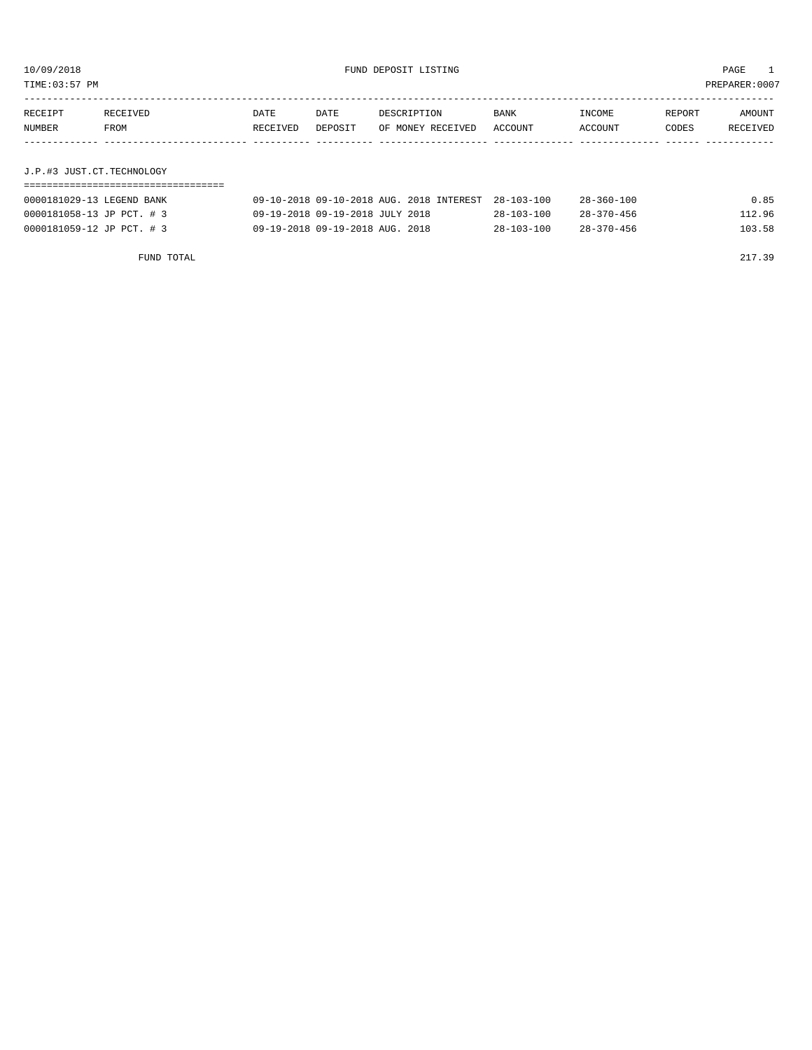10/09/2018 FUND DEPOSIT LISTING
TIME:03:57 PM PREPARER:0007

| RECEIPT NUMBER | RECEIVED FROM | DATE RECEIVED | DATE DEPOSIT | DESCRIPTION OF MONEY RECEIVED | BANK ACCOUNT | INCOME ACCOUNT | REPORT CODES | AMOUNT RECEIVED |
|---|---|---|---|---|---|---|---|---|
| **J.P.#3 JUST.CT.TECHNOLOGY** | | | | | | | | |
| 0000181029-13 | LEGEND BANK | 09-10-2018 | 09-10-2018 | AUG. 2018 INTEREST | 28-103-100 | 28-360-100 | | 0.85 |
| 0000181058-13 | JP PCT. # 3 | 09-19-2018 | 09-19-2018 | JULY 2018 | 28-103-100 | 28-370-456 | | 112.96 |
| 0000181059-12 | JP PCT. # 3 | 09-19-2018 | 09-19-2018 | AUG. 2018 | 28-103-100 | 28-370-456 | | 103.58 |
| | FUND TOTAL | | | | | | | 217.39 |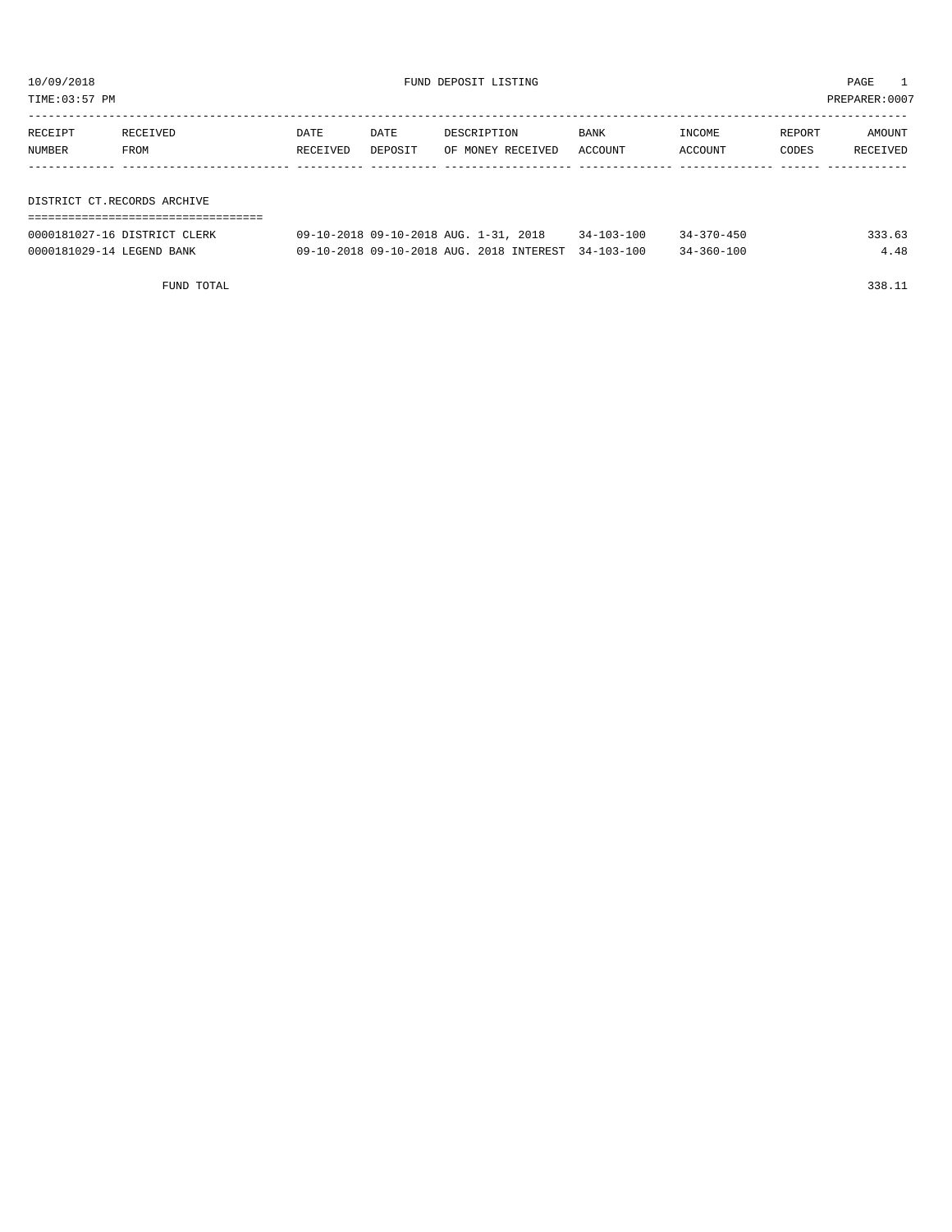10/09/2018 FUND DEPOSIT LISTING

TIME:03:57 PM PREPARER:0007

| RECEIPT NUMBER | RECEIVED FROM | DATE RECEIVED | DATE DEPOSIT | DESCRIPTION OF MONEY RECEIVED | BANK ACCOUNT | INCOME ACCOUNT | REPORT CODES | AMOUNT RECEIVED |
|---|---|---|---|---|---|---|---|---|
| **DISTRICT CT.RECORDS ARCHIVE** | | | | | | | | |
| 0000181027-16 | DISTRICT CLERK | 09-10-2018 | 09-10-2018 | AUG. 1-31, 2018 | 34-103-100 | 34-370-450 | | 333.63 |
| 0000181029-14 | LEGEND BANK | 09-10-2018 | 09-10-2018 | AUG. 2018 INTEREST | 34-103-100 | 34-360-100 | | 4.48 |
| | FUND TOTAL | | | | | | | 338.11 |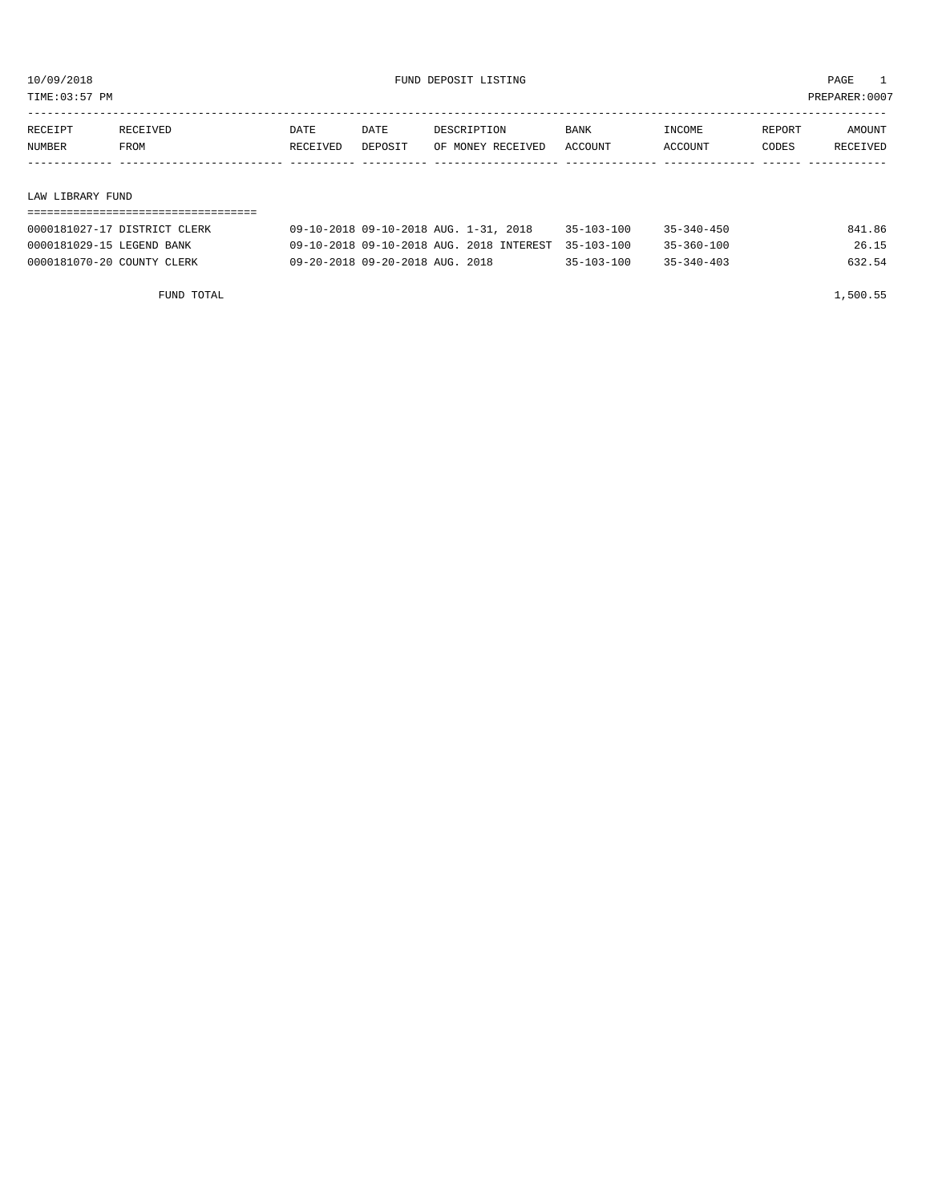10/09/2018 FUND DEPOSIT LISTING

TIME:03:57 PM PREPARER:0007

| RECEIPT NUMBER | RECEIVED FROM | DATE RECEIVED | DATE DEPOSIT | DESCRIPTION OF MONEY RECEIVED | BANK ACCOUNT | INCOME ACCOUNT | REPORT CODES | AMOUNT RECEIVED |
|---|---|---|---|---|---|---|---|---|

## LAW LIBRARY FUND

| RECEIPT NUMBER | RECEIVED FROM | DATE RECEIVED | DATE DEPOSIT | DESCRIPTION OF MONEY RECEIVED | BANK ACCOUNT | INCOME ACCOUNT | REPORT CODES | AMOUNT RECEIVED |
|---|---|---|---|---|---|---|---|---|
| 0000181027-17 | DISTRICT CLERK | 09-10-2018 | 09-10-2018 | AUG. 1-31, 2018 | 35-103-100 | 35-340-450 | | 841.86 |
| 0000181029-15 | LEGEND BANK | 09-10-2018 | 09-10-2018 | AUG. 2018 INTEREST | 35-103-100 | 35-360-100 | | 26.15 |
| 0000181070-20 | COUNTY CLERK | 09-20-2018 | 09-20-2018 | AUG. 2018 | 35-103-100 | 35-340-403 | | 632.54 |
| | FUND TOTAL | | | | | | | 1,500.55 |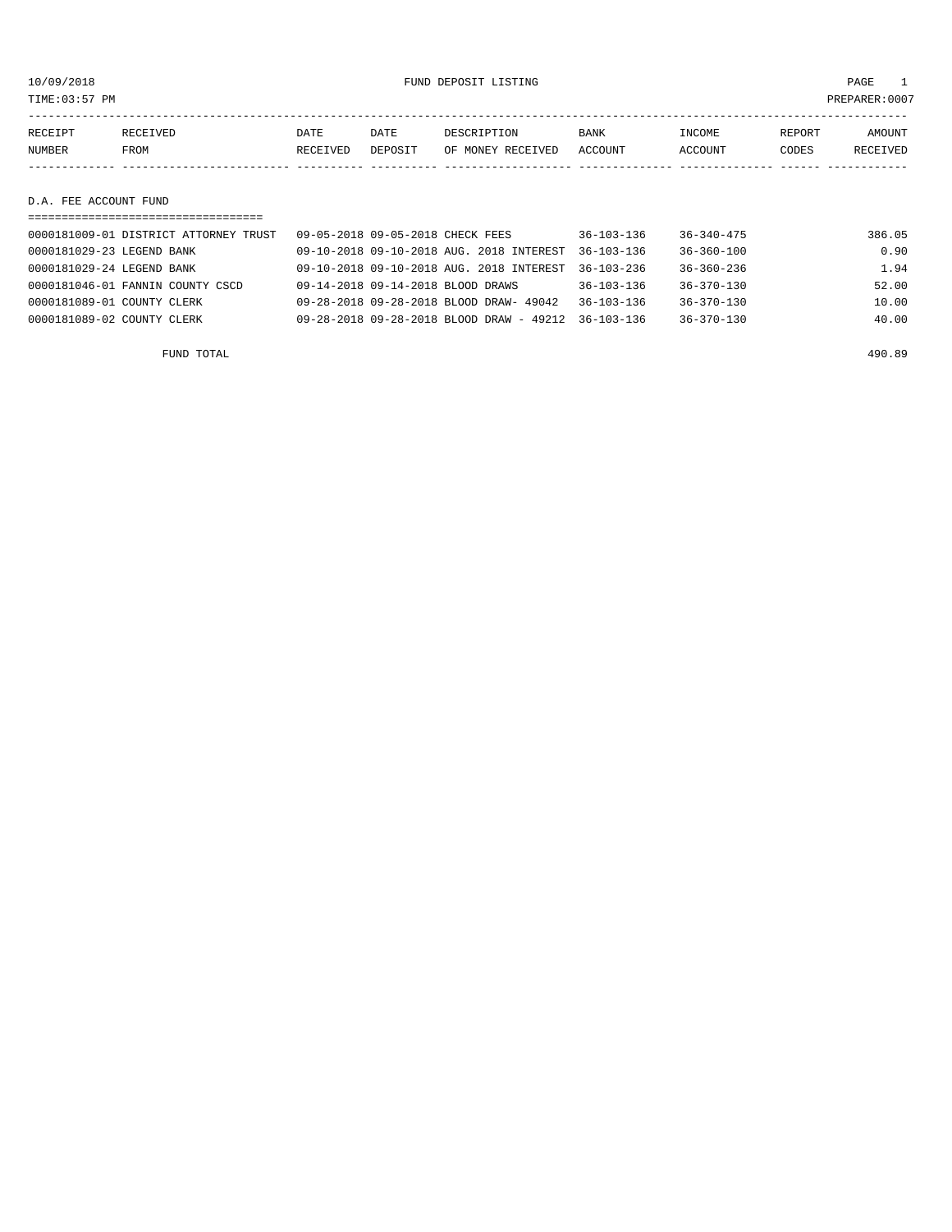FUND DEPOSIT LISTING

10/09/2018
TIME:03:57 PM
PREPARER:0007

| RECEIPT NUMBER | RECEIVED FROM | DATE RECEIVED | DATE DEPOSIT | DESCRIPTION OF MONEY RECEIVED | BANK ACCOUNT | INCOME ACCOUNT | REPORT CODES | AMOUNT RECEIVED |
|---|---|---|---|---|---|---|---|---|

## D.A. FEE ACCOUNT FUND

| RECEIPT NUMBER | RECEIVED FROM | DATE RECEIVED | DATE DEPOSIT | DESCRIPTION OF MONEY RECEIVED | BANK ACCOUNT | INCOME ACCOUNT | REPORT CODES | AMOUNT RECEIVED |
|---|---|---|---|---|---|---|---|---|
| 0000181009-01 | DISTRICT ATTORNEY TRUST | 09-05-2018 | 09-05-2018 | CHECK FEES | 36-103-136 | 36-340-475 | | 386.05 |
| 0000181029-23 | LEGEND BANK | 09-10-2018 | 09-10-2018 | AUG. 2018 INTEREST | 36-103-136 | 36-360-100 | | 0.90 |
| 0000181029-24 | LEGEND BANK | 09-10-2018 | 09-10-2018 | AUG. 2018 INTEREST | 36-103-236 | 36-360-236 | | 1.94 |
| 0000181046-01 | FANNIN COUNTY CSCD | 09-14-2018 | 09-14-2018 | BLOOD DRAWS | 36-103-136 | 36-370-130 | | 52.00 |
| 0000181089-01 | COUNTY CLERK | 09-28-2018 | 09-28-2018 | BLOOD DRAW- 49042 | 36-103-136 | 36-370-130 | | 10.00 |
| 0000181089-02 | COUNTY CLERK | 09-28-2018 | 09-28-2018 | BLOOD DRAW - 49212 | 36-103-136 | 36-370-130 | | 40.00 |
| | FUND TOTAL | | | | | | | 490.89 |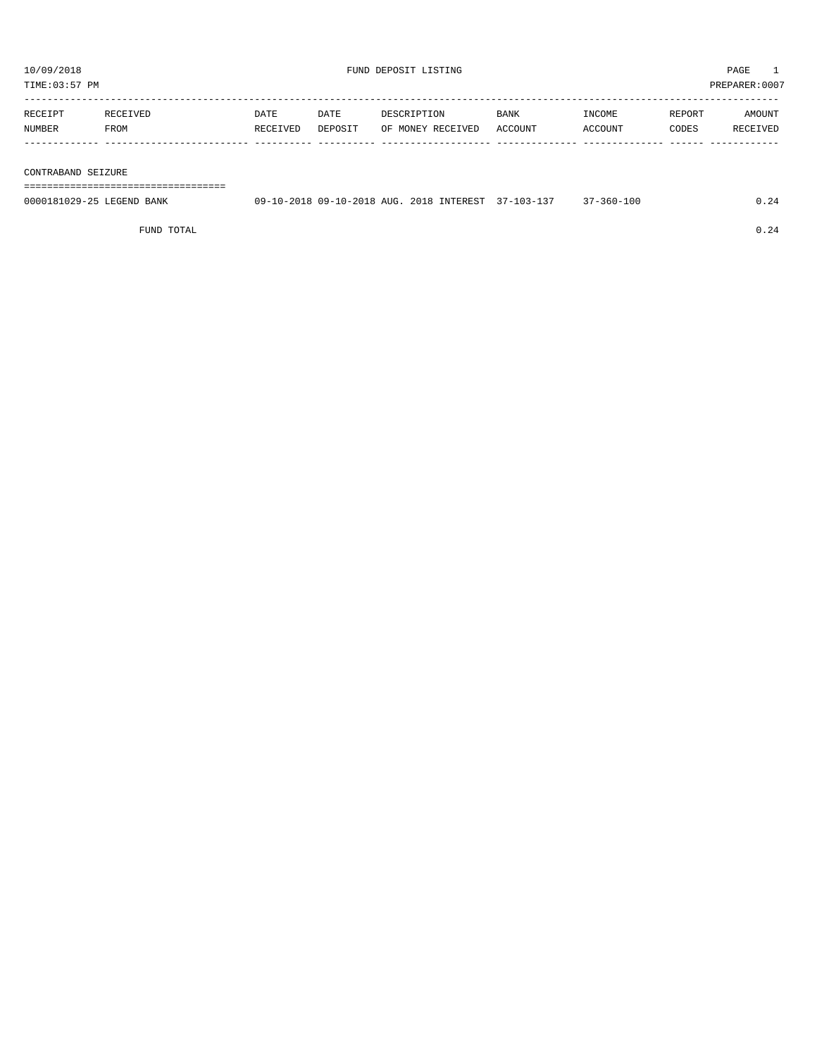10/09/2018 FUND DEPOSIT LISTING

TIME:03:57 PM PREPARER:0007

| RECEIPT NUMBER | RECEIVED FROM | DATE RECEIVED | DATE DEPOSIT | DESCRIPTION OF MONEY RECEIVED | BANK ACCOUNT | INCOME ACCOUNT | REPORT CODES | AMOUNT RECEIVED |
|---|---|---|---|---|---|---|---|---|
| **CONTRABAND SEIZURE** | | | | | | | | |
| 0000181029-25 | LEGEND BANK | 09-10-2018 | 09-10-2018 | AUG. 2018 INTEREST | 37-103-137 | 37-360-100 | | 0.24 |
| | FUND TOTAL | | | | | | | 0.24 |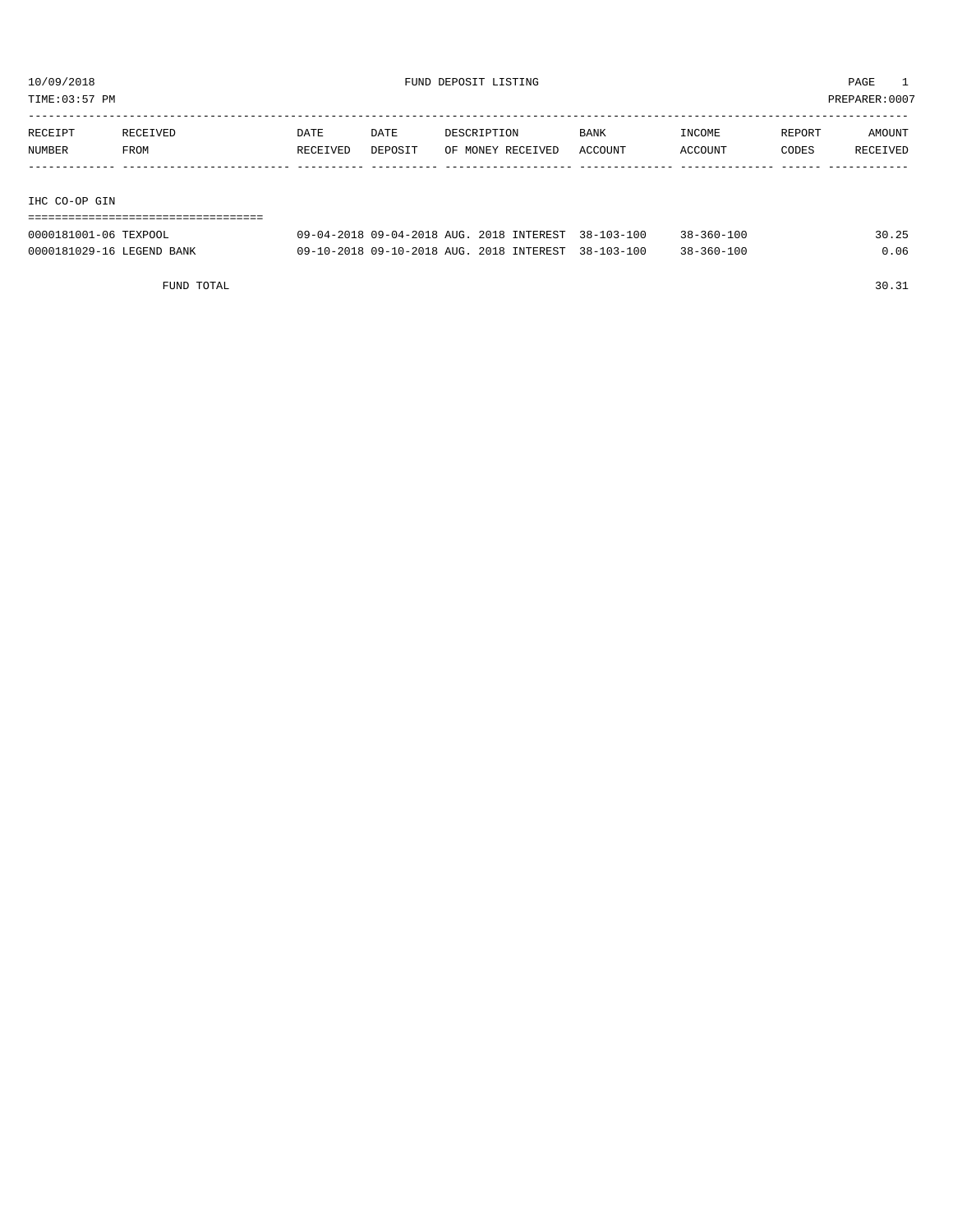10/09/2018 FUND DEPOSIT LISTING PAGE 1

TIME:03:57 PM PREPARER:0007

| RECEIPT NUMBER | RECEIVED FROM | DATE RECEIVED | DATE DEPOSIT | DESCRIPTION OF MONEY RECEIVED | BANK ACCOUNT | INCOME ACCOUNT | REPORT CODES | AMOUNT RECEIVED |
|---|---|---|---|---|---|---|---|---|
| **IHC CO-OP GIN** | | | | | | | | |
| 0000181001-06 | TEXPOOL | 09-04-2018 | 09-04-2018 | AUG. 2018 INTEREST | 38-103-100 | 38-360-100 | | 30.25 |
| 0000181029-16 | LEGEND BANK | 09-10-2018 | 09-10-2018 | AUG. 2018 INTEREST | 38-103-100 | 38-360-100 | | 0.06 |
| | FUND TOTAL | | | | | | | 30.31 |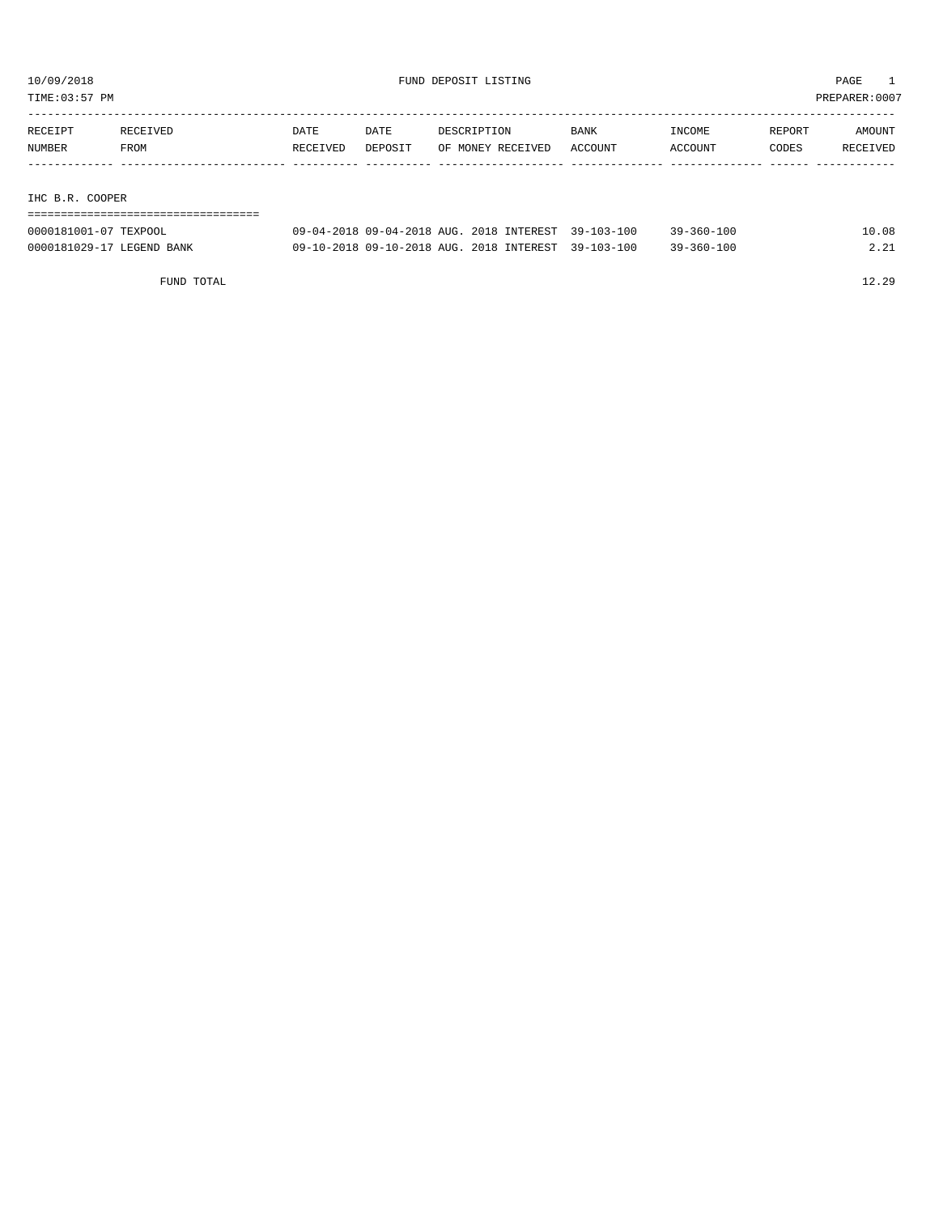10/09/2018 FUND DEPOSIT LISTING

TIME:03:57 PM PREPARER:0007

| RECEIPT NUMBER | RECEIVED FROM | DATE RECEIVED | DATE DEPOSIT | DESCRIPTION OF MONEY RECEIVED | BANK ACCOUNT | INCOME ACCOUNT | REPORT CODES | AMOUNT RECEIVED |
|---|---|---|---|---|---|---|---|---|

## IHC B.R. COOPER

| RECEIPT NUMBER | RECEIVED FROM | DATE RECEIVED | DATE DEPOSIT | DESCRIPTION OF MONEY RECEIVED | BANK ACCOUNT | INCOME ACCOUNT | REPORT CODES | AMOUNT RECEIVED |
|---|---|---|---|---|---|---|---|---|
| 0000181001-07 | TEXPOOL | 09-04-2018 | 09-04-2018 | AUG. 2018 INTEREST | 39-103-100 | 39-360-100 | | 10.08 |
| 0000181029-17 | LEGEND BANK | 09-10-2018 | 09-10-2018 | AUG. 2018 INTEREST | 39-103-100 | 39-360-100 | | 2.21 |
| | FUND TOTAL | | | | | | | 12.29 |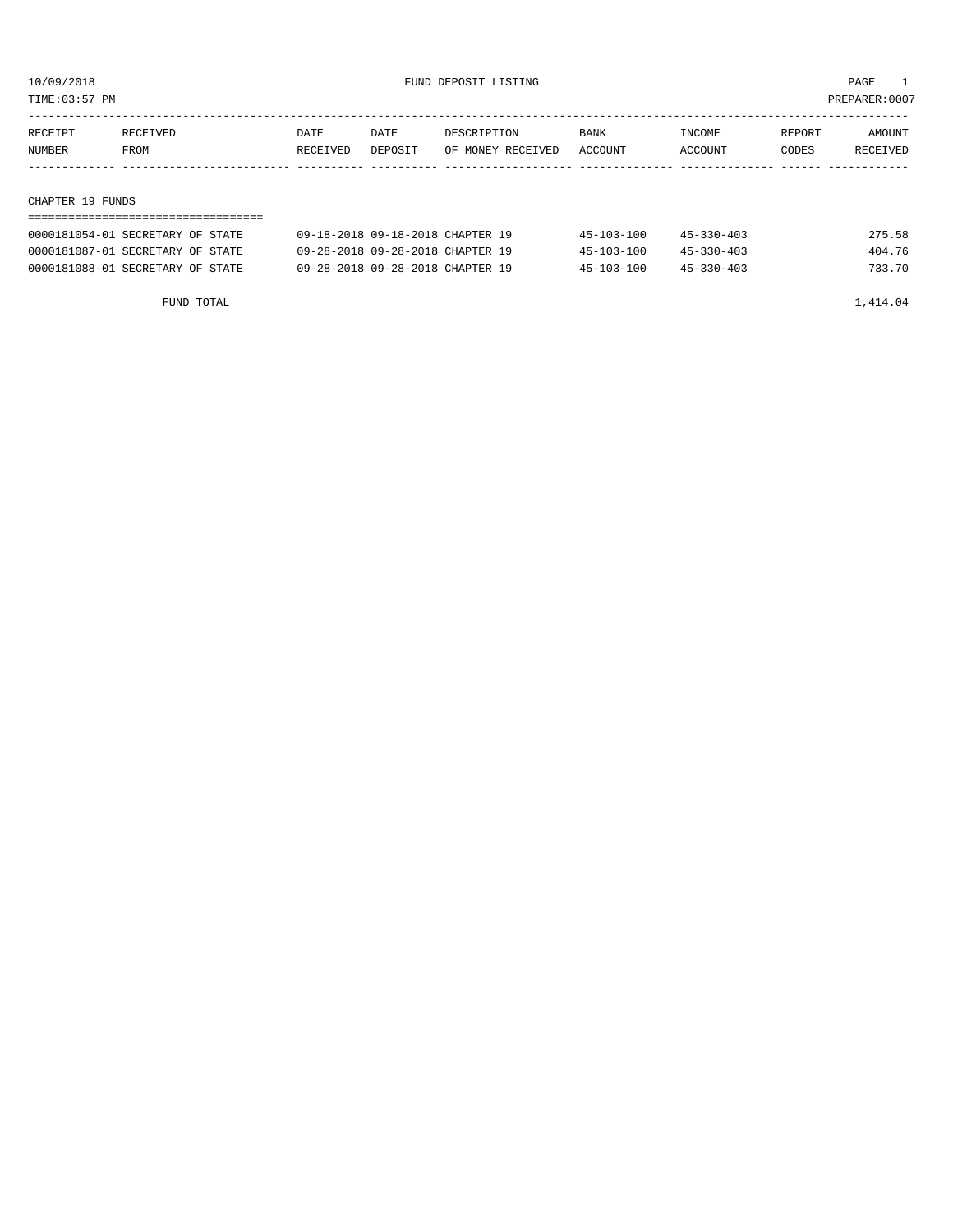# FUND DEPOSIT LISTING

10/09/2018
TIME:03:57 PM
PREPARER:0007

| RECEIPT NUMBER | RECEIVED FROM | DATE RECEIVED | DATE DEPOSIT | DESCRIPTION OF MONEY RECEIVED | BANK ACCOUNT | INCOME ACCOUNT | REPORT CODES | AMOUNT RECEIVED |
|---|---|---|---|---|---|---|---|---|

## CHAPTER 19 FUNDS

| RECEIPT NUMBER | RECEIVED FROM | DATE RECEIVED | DATE DEPOSIT | DESCRIPTION OF MONEY RECEIVED | BANK ACCOUNT | INCOME ACCOUNT | REPORT CODES | AMOUNT RECEIVED |
|---|---|---|---|---|---|---|---|---|
| 0000181054-01 | SECRETARY OF STATE | 09-18-2018 | 09-18-2018 | CHAPTER 19 | 45-103-100 | 45-330-403 | | 275.58 |
| 0000181087-01 | SECRETARY OF STATE | 09-28-2018 | 09-28-2018 | CHAPTER 19 | 45-103-100 | 45-330-403 | | 404.76 |
| 0000181088-01 | SECRETARY OF STATE | 09-28-2018 | 09-28-2018 | CHAPTER 19 | 45-103-100 | 45-330-403 | | 733.70 |
| FUND TOTAL | | | | | | | | 1,414.04 |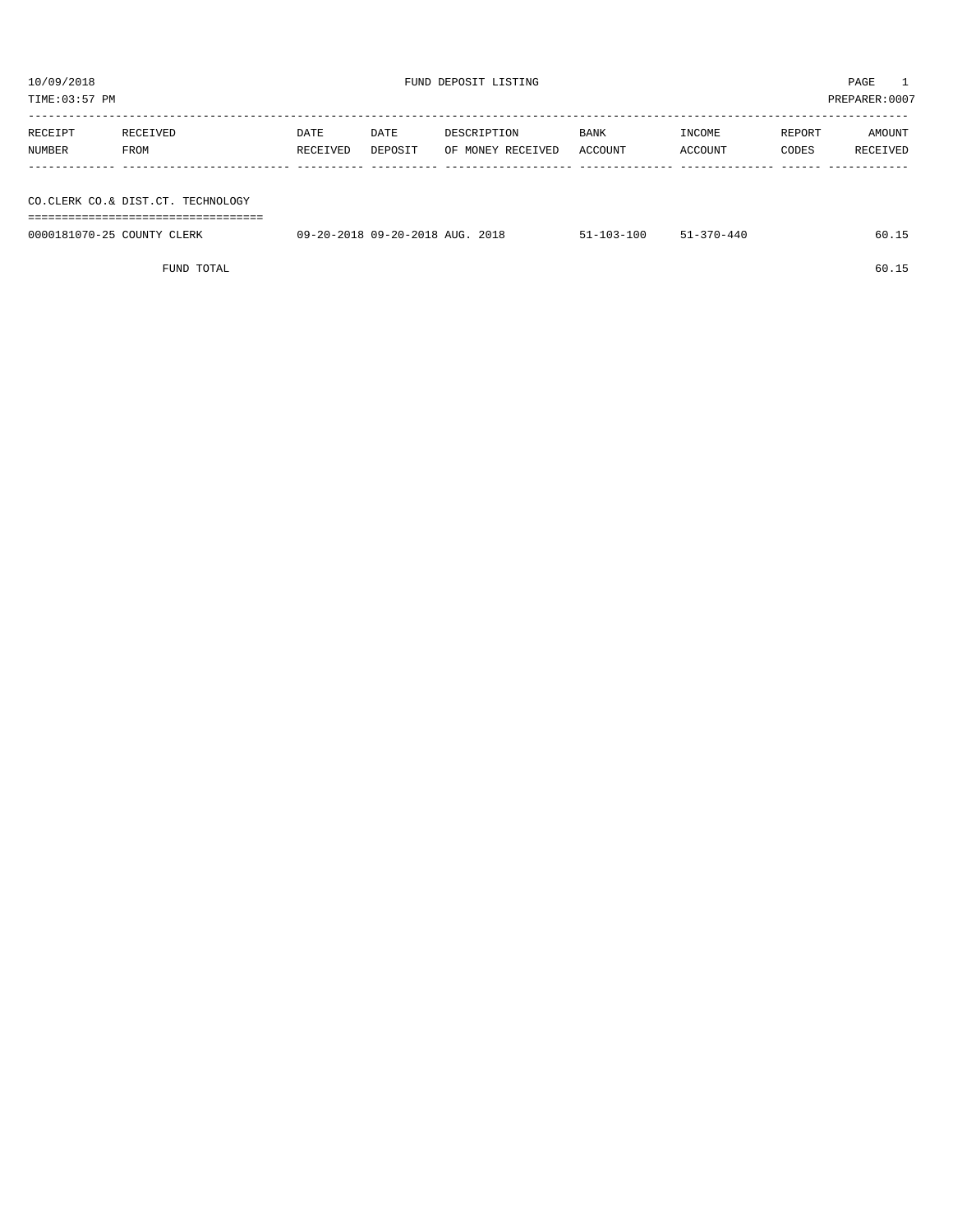10/09/2018 FUND DEPOSIT LISTING PAGE 1
TIME:03:57 PM PREPARER:0007

| RECEIPT NUMBER | RECEIVED FROM | DATE RECEIVED | DATE DEPOSIT | DESCRIPTION OF MONEY RECEIVED | BANK ACCOUNT | INCOME ACCOUNT | REPORT CODES | AMOUNT RECEIVED |
|---|---|---|---|---|---|---|---|---|
| **CO.CLERK CO.& DIST.CT. TECHNOLOGY** | | | | | | | | |
| 0000181070-25 | COUNTY CLERK | 09-20-2018 | 09-20-2018 | AUG. 2018 | 51-103-100 | 51-370-440 | | 60.15 |
| | FUND TOTAL | | | | | | | 60.15 |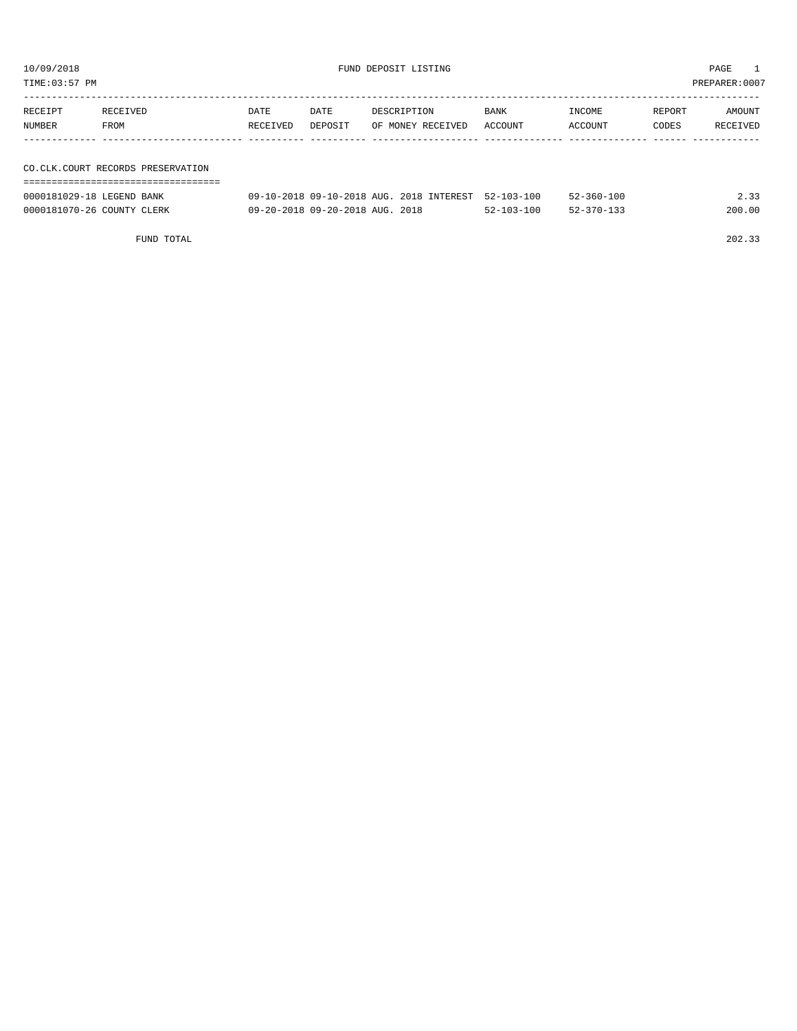10/09/2018 FUND DEPOSIT LISTING

TIME:03:57 PM PREPARER:0007

| RECEIPT NUMBER | RECEIVED FROM | DATE RECEIVED | DATE DEPOSIT | DESCRIPTION OF MONEY RECEIVED | BANK ACCOUNT | INCOME ACCOUNT | REPORT CODES | AMOUNT RECEIVED |
|---|---|---|---|---|---|---|---|---|
| **CO.CLK.COURT RECORDS PRESERVATION** | | | | | | | | |
| 0000181029-18 | LEGEND BANK | 09-10-2018 | 09-10-2018 | AUG. 2018 INTEREST | 52-103-100 | 52-360-100 | | 2.33 |
| 0000181070-26 | COUNTY CLERK | 09-20-2018 | 09-20-2018 | AUG. 2018 | 52-103-100 | 52-370-133 | | 200.00 |
| | FUND TOTAL | | | | | | | 202.33 |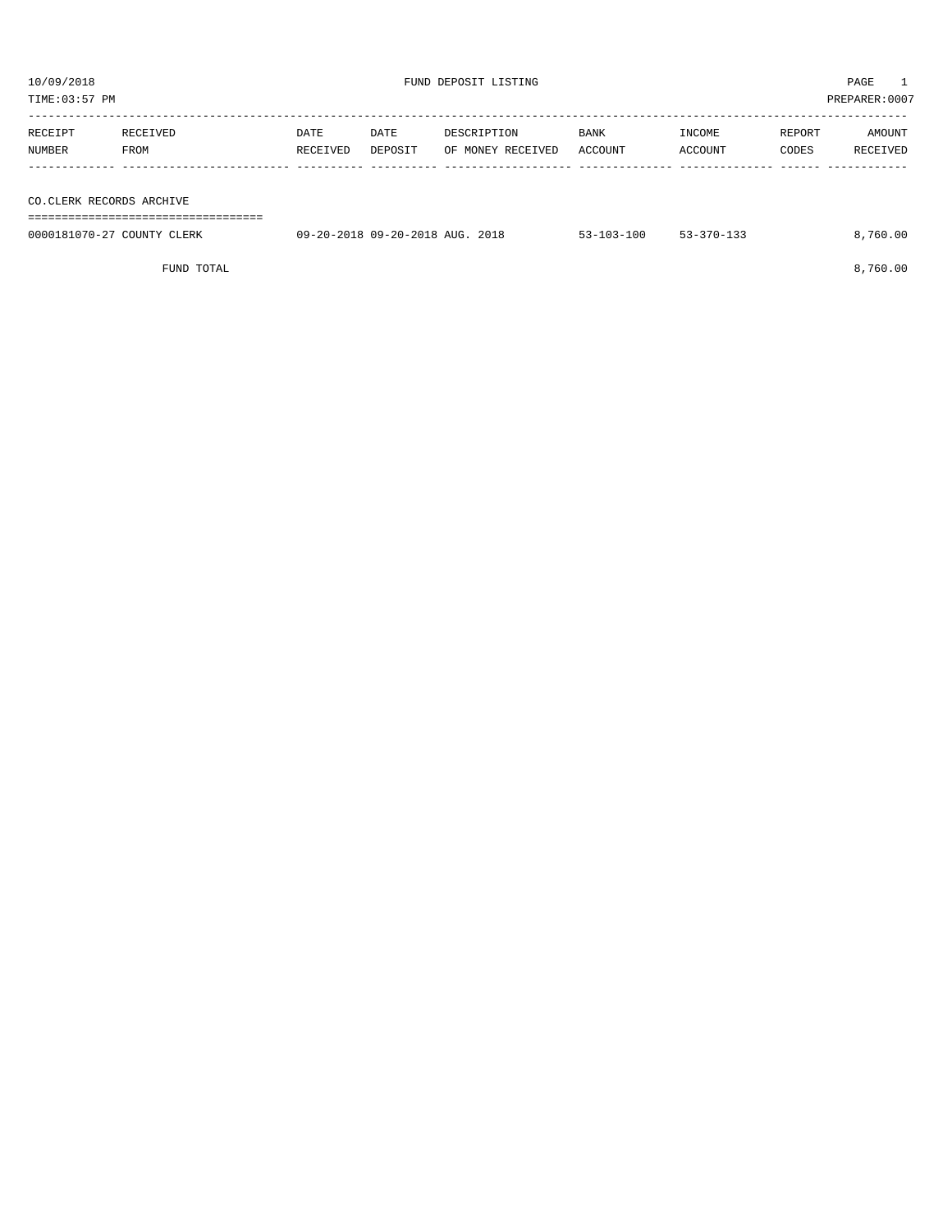10/09/2018 FUND DEPOSIT LISTING

TIME:03:57 PM PREPARER:0007

| RECEIPT NUMBER | RECEIVED FROM | DATE RECEIVED | DATE DEPOSIT | DESCRIPTION OF MONEY RECEIVED | BANK ACCOUNT | INCOME ACCOUNT | REPORT CODES | AMOUNT RECEIVED |
|---|---|---|---|---|---|---|---|---|
| **CO.CLERK RECORDS ARCHIVE** | | | | | | | | |
| 0000181070-27 | COUNTY CLERK | 09-20-2018 | 09-20-2018 | AUG. 2018 | 53-103-100 | 53-370-133 | | 8,760.00 |
| | FUND TOTAL | | | | | | | 8,760.00 |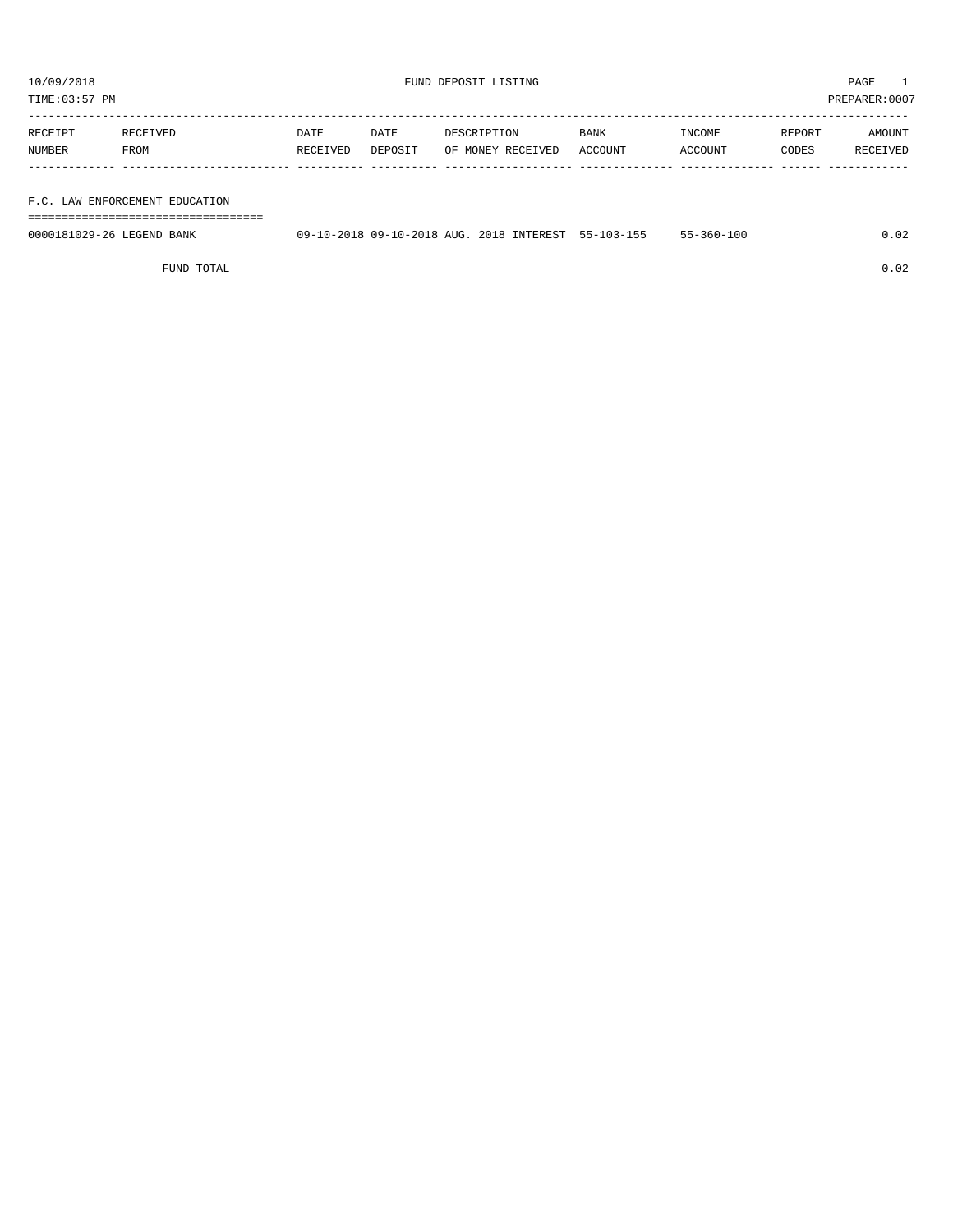10/09/2018 FUND DEPOSIT LISTING

TIME:03:57 PM PREPARER:0007

| RECEIPT NUMBER | RECEIVED FROM | DATE RECEIVED | DATE DEPOSIT | DESCRIPTION OF MONEY RECEIVED | BANK ACCOUNT | INCOME ACCOUNT | REPORT CODES | AMOUNT RECEIVED |
|---|---|---|---|---|---|---|---|---|
| **F.C. LAW ENFORCEMENT EDUCATION** | | | | | | | | |
| 0000181029-26 | LEGEND BANK | 09-10-2018 | 09-10-2018 | AUG. 2018 INTEREST | 55-103-155 | 55-360-100 | | 0.02 |
| | FUND TOTAL | | | | | | | 0.02 |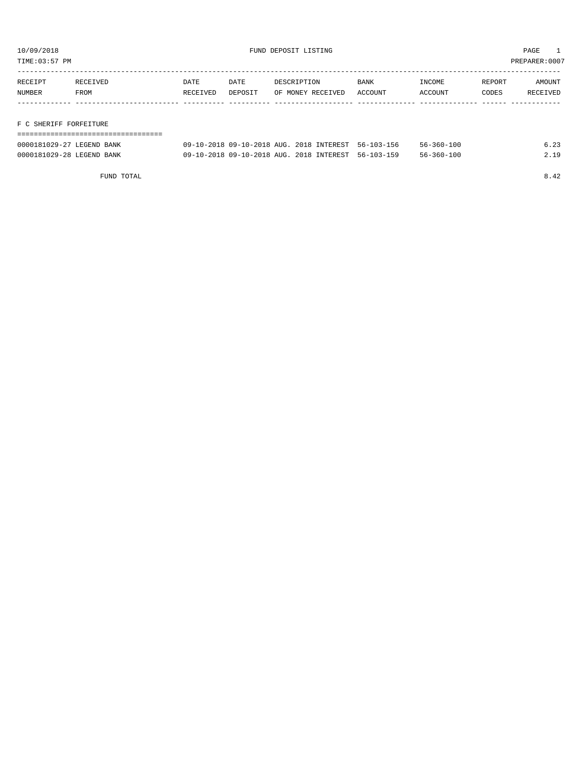10/09/2018 FUND DEPOSIT LISTING

TIME:03:57 PM PREPARER:0007

| RECEIPT NUMBER | RECEIVED FROM | DATE RECEIVED | DATE DEPOSIT | DESCRIPTION OF MONEY RECEIVED | BANK ACCOUNT | INCOME ACCOUNT | REPORT CODES | AMOUNT RECEIVED |
|---|---|---|---|---|---|---|---|---|
| **F C SHERIFF FORFEITURE** | | | | | | | | |
| 0000181029-27 | LEGEND BANK | 09-10-2018 | 09-10-2018 | AUG. 2018 INTEREST | 56-103-156 | 56-360-100 | | 6.23 |
| 0000181029-28 | LEGEND BANK | 09-10-2018 | 09-10-2018 | AUG. 2018 INTEREST | 56-103-159 | 56-360-100 | | 2.19 |
| FUND TOTAL | | | | | | | | 8.42 |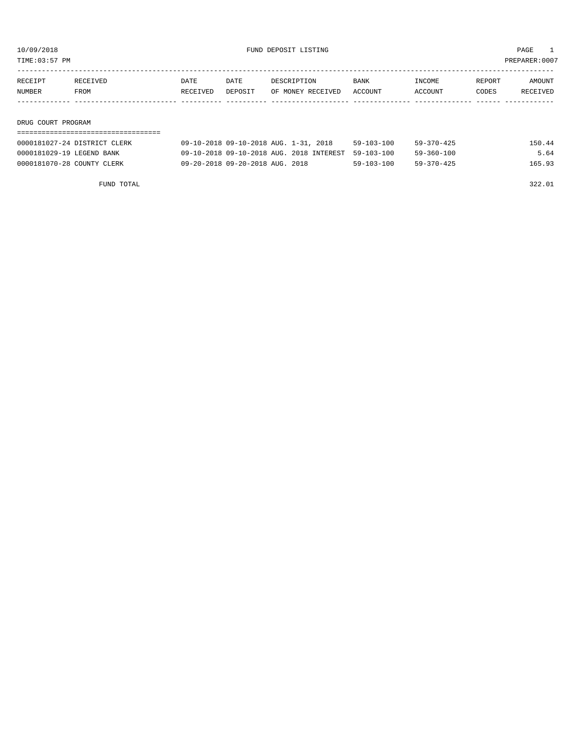10/09/2018 FUND DEPOSIT LISTING

TIME:03:57 PM PREPARER:0007

| RECEIPT NUMBER | RECEIVED FROM | DATE RECEIVED | DATE DEPOSIT | DESCRIPTION OF MONEY RECEIVED | BANK ACCOUNT | INCOME ACCOUNT | REPORT CODES | AMOUNT RECEIVED |
|---|---|---|---|---|---|---|---|---|
| **DRUG COURT PROGRAM** | | | | | | | | |
| 0000181027-24 | DISTRICT CLERK | 09-10-2018 | 09-10-2018 | AUG. 1-31, 2018 | 59-103-100 | 59-370-425 | | 150.44 |
| 0000181029-19 | LEGEND BANK | 09-10-2018 | 09-10-2018 | AUG. 2018 INTEREST | 59-103-100 | 59-360-100 | | 5.64 |
| 0000181070-28 | COUNTY CLERK | 09-20-2018 | 09-20-2018 | AUG. 2018 | 59-103-100 | 59-370-425 | | 165.93 |
| | FUND TOTAL | | | | | | | 322.01 |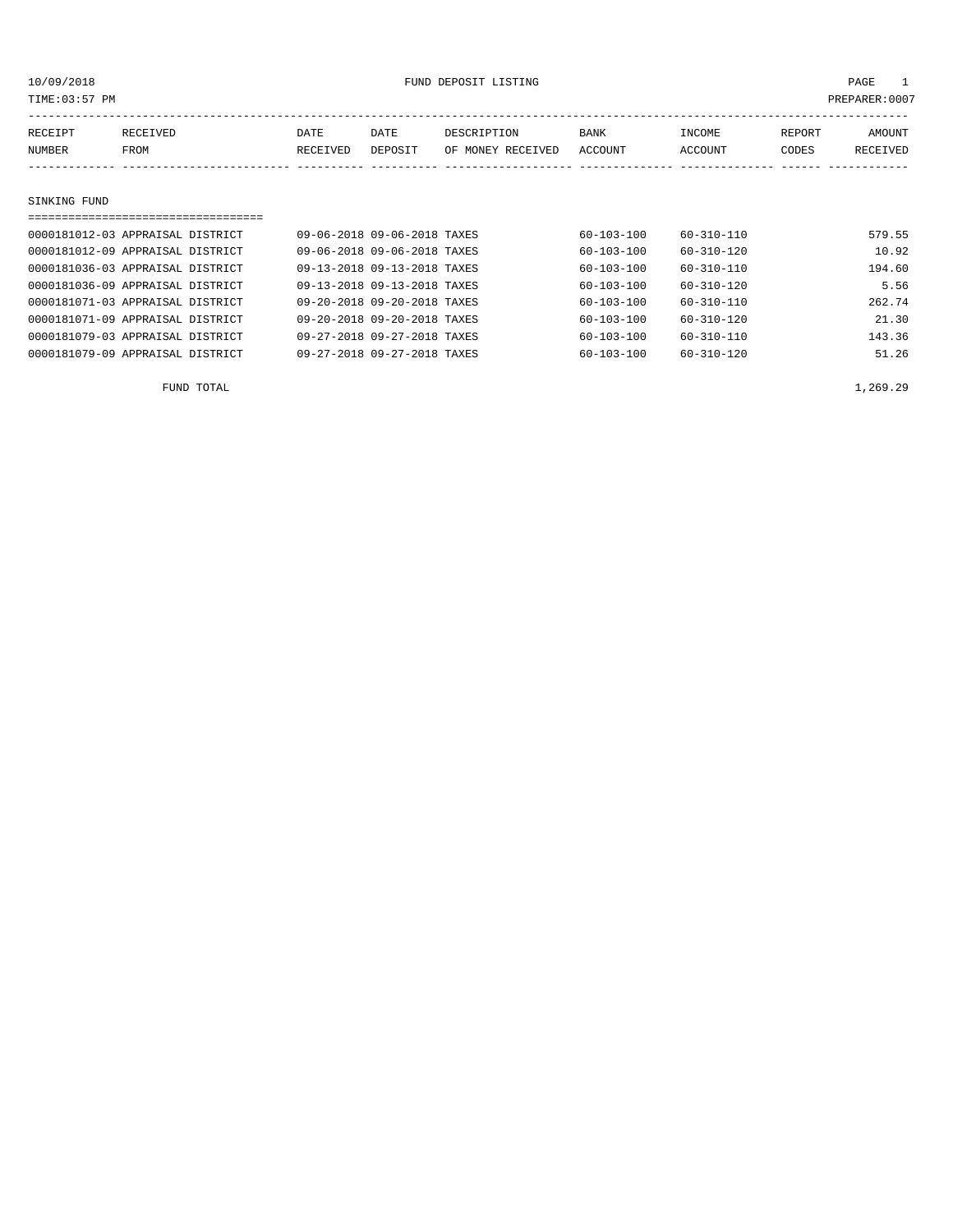10/09/2018 FUND DEPOSIT LISTING
TIME:03:57 PM PREPARER:0007

| RECEIPT NUMBER | RECEIVED FROM | DATE RECEIVED | DATE DEPOSIT | DESCRIPTION OF MONEY RECEIVED | BANK ACCOUNT | INCOME ACCOUNT | REPORT CODES | AMOUNT RECEIVED |
|---|---|---|---|---|---|---|---|---|
| **SINKING FUND** | | | | | | | | |
| 0000181012-03 | APPRAISAL DISTRICT | 09-06-2018 | 09-06-2018 | TAXES | 60-103-100 | 60-310-110 | | 579.55 |
| 0000181012-09 | APPRAISAL DISTRICT | 09-06-2018 | 09-06-2018 | TAXES | 60-103-100 | 60-310-120 | | 10.92 |
| 0000181036-03 | APPRAISAL DISTRICT | 09-13-2018 | 09-13-2018 | TAXES | 60-103-100 | 60-310-110 | | 194.60 |
| 0000181036-09 | APPRAISAL DISTRICT | 09-13-2018 | 09-13-2018 | TAXES | 60-103-100 | 60-310-120 | | 5.56 |
| 0000181071-03 | APPRAISAL DISTRICT | 09-20-2018 | 09-20-2018 | TAXES | 60-103-100 | 60-310-110 | | 262.74 |
| 0000181071-09 | APPRAISAL DISTRICT | 09-20-2018 | 09-20-2018 | TAXES | 60-103-100 | 60-310-120 | | 21.30 |
| 0000181079-03 | APPRAISAL DISTRICT | 09-27-2018 | 09-27-2018 | TAXES | 60-103-100 | 60-310-110 | | 143.36 |
| 0000181079-09 | APPRAISAL DISTRICT | 09-27-2018 | 09-27-2018 | TAXES | 60-103-100 | 60-310-120 | | 51.26 |
| | FUND TOTAL | | | | | | | 1,269.29 |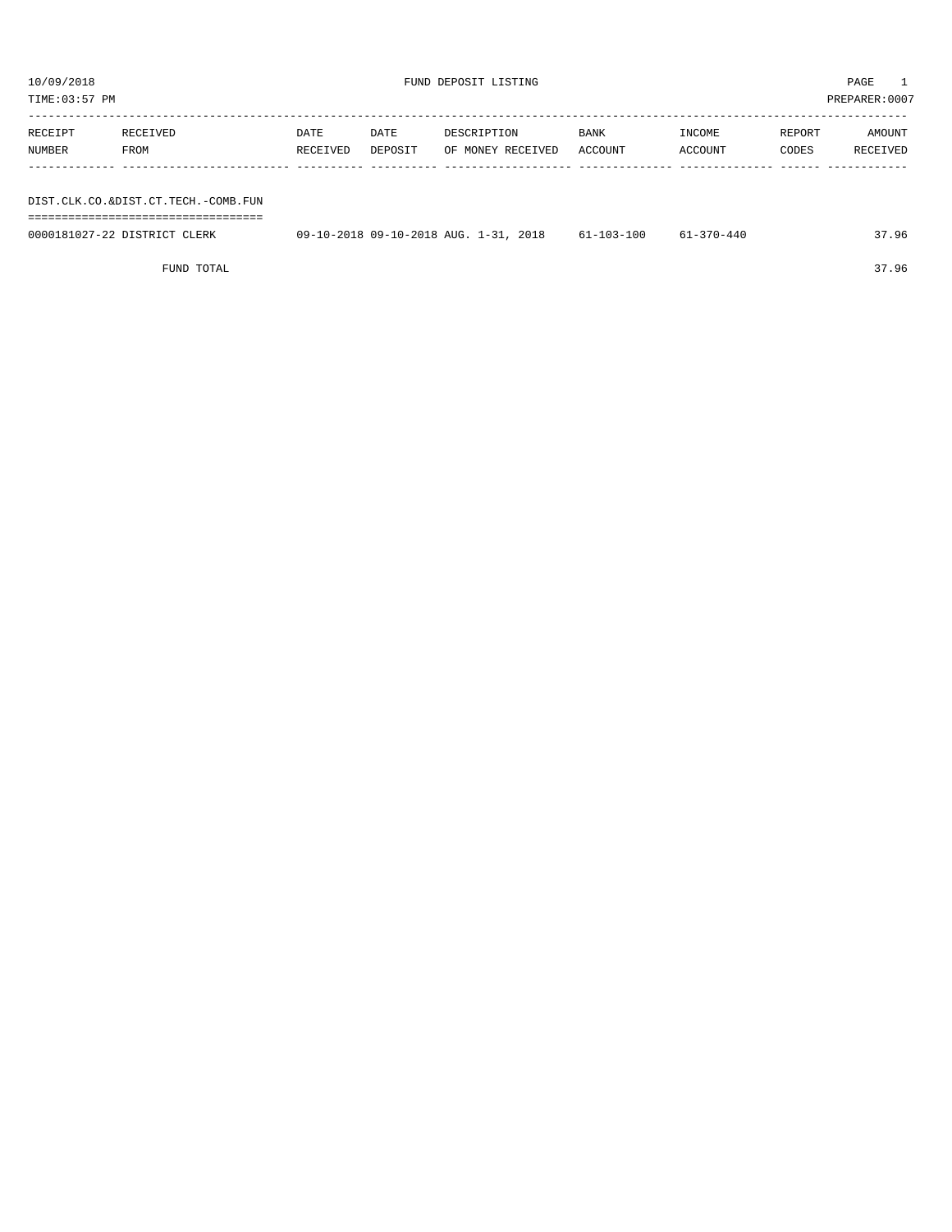10/09/2018 FUND DEPOSIT LISTING PAGE 1
TIME:03:57 PM PREPARER:0007

| RECEIPT NUMBER | RECEIVED FROM | DATE RECEIVED | DATE DEPOSIT | DESCRIPTION OF MONEY RECEIVED | BANK ACCOUNT | INCOME ACCOUNT | REPORT CODES | AMOUNT RECEIVED |
|---|---|---|---|---|---|---|---|---|
| **DIST.CLK.CO.&DIST.CT.TECH.-COMB.FUN** | | | | | | | | |
| 0000181027-22 | DISTRICT CLERK | 09-10-2018 | 09-10-2018 | AUG. 1-31, 2018 | 61-103-100 | 61-370-440 | | 37.96 |
| | FUND TOTAL | | | | | | | 37.96 |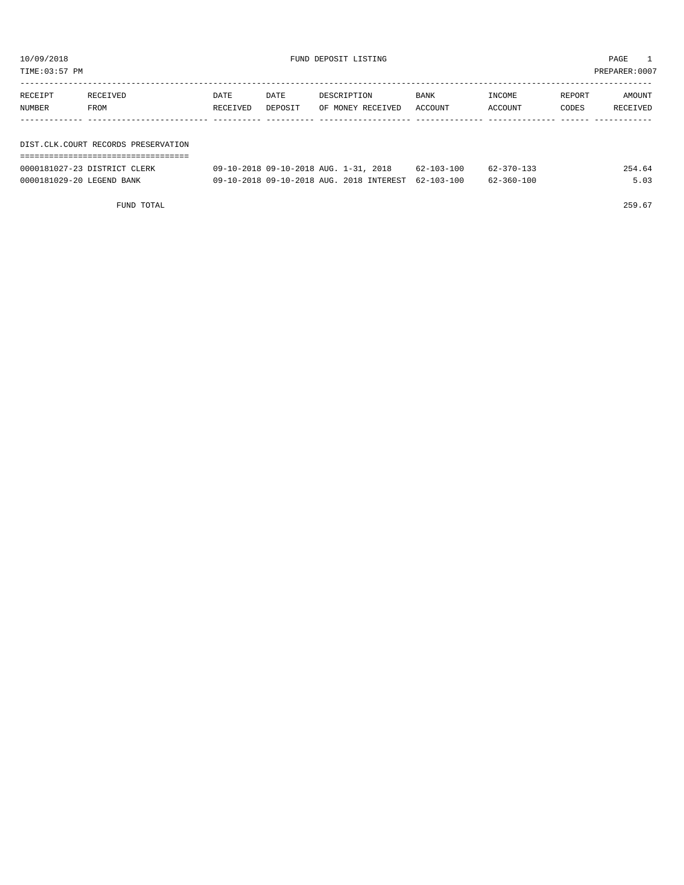# FUND DEPOSIT LISTING

10/09/2018
TIME:03:57 PM
PREPARER:0007

| RECEIPT NUMBER | RECEIVED FROM | DATE RECEIVED | DATE DEPOSIT | DESCRIPTION OF MONEY RECEIVED | BANK ACCOUNT | INCOME ACCOUNT | REPORT CODES | AMOUNT RECEIVED |
|---|---|---|---|---|---|---|---|---|

## DIST.CLK.COURT RECORDS PRESERVATION

| RECEIPT NUMBER | RECEIVED FROM | DATE RECEIVED | DATE DEPOSIT | DESCRIPTION OF MONEY RECEIVED | BANK ACCOUNT | INCOME ACCOUNT | REPORT CODES | AMOUNT RECEIVED |
|---|---|---|---|---|---|---|---|---|
| 0000181027-23 | DISTRICT CLERK | 09-10-2018 | 09-10-2018 | AUG. 1-31, 2018 | 62-103-100 | 62-370-133 | | 254.64 |
| 0000181029-20 | LEGEND BANK | 09-10-2018 | 09-10-2018 | AUG. 2018 INTEREST | 62-103-100 | 62-360-100 | | 5.03 |
| | FUND TOTAL | | | | | | | 259.67 |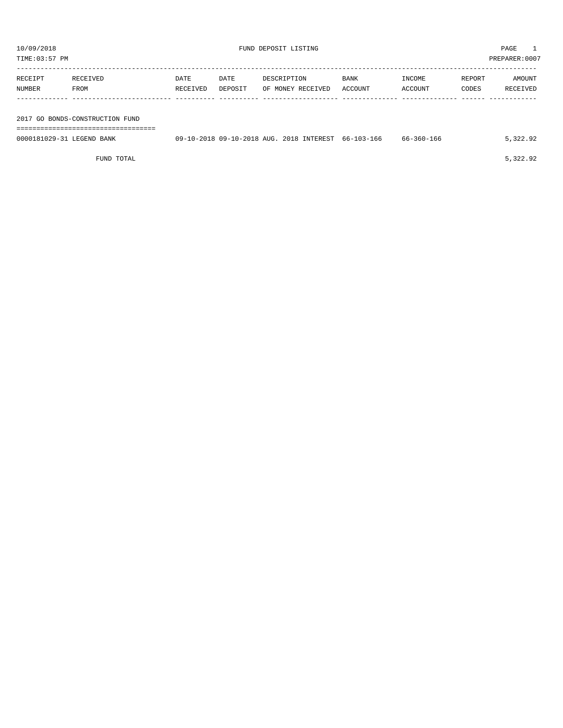10/09/2018 FUND DEPOSIT LISTING PAGE 1

TIME:03:57 PM PREPARER:0007

| RECEIPT NUMBER | RECEIVED FROM | DATE RECEIVED | DATE DEPOSIT | DESCRIPTION OF MONEY RECEIVED | BANK ACCOUNT | INCOME ACCOUNT | REPORT CODES | AMOUNT RECEIVED |
|---|---|---|---|---|---|---|---|---|
| **2017 GO BONDS-CONSTRUCTION FUND** | | | | | | | | |
| 0000181029-31 | LEGEND BANK | 09-10-2018 | 09-10-2018 | AUG. 2018 INTEREST | 66-103-166 | 66-360-166 | | 5,322.92 |
| | FUND TOTAL | | | | | | | 5,322.92 |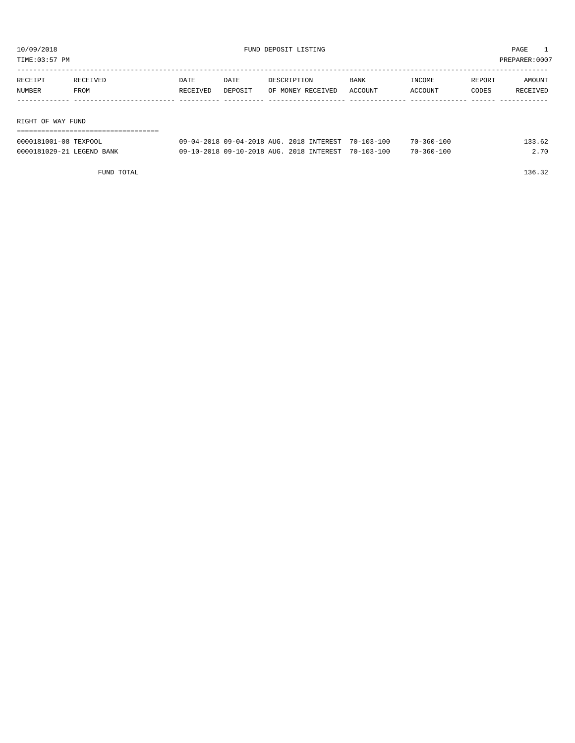10/09/2018 FUND DEPOSIT LISTING PAGE 1

TIME:03:57 PM PREPARER:0007

| RECEIPT NUMBER | RECEIVED FROM | DATE RECEIVED | DATE DEPOSIT | DESCRIPTION OF MONEY RECEIVED | BANK ACCOUNT | INCOME ACCOUNT | REPORT CODES | AMOUNT RECEIVED |
|---|---|---|---|---|---|---|---|---|
| **RIGHT OF WAY FUND** | | | | | | | | |
| 0000181001-08 | TEXPOOL | 09-04-2018 | 09-04-2018 | AUG. 2018 INTEREST | 70-103-100 | 70-360-100 | | 133.62 |
| 0000181029-21 | LEGEND BANK | 09-10-2018 | 09-10-2018 | AUG. 2018 INTEREST | 70-103-100 | 70-360-100 | | 2.70 |
| | FUND TOTAL | | | | | | | 136.32 |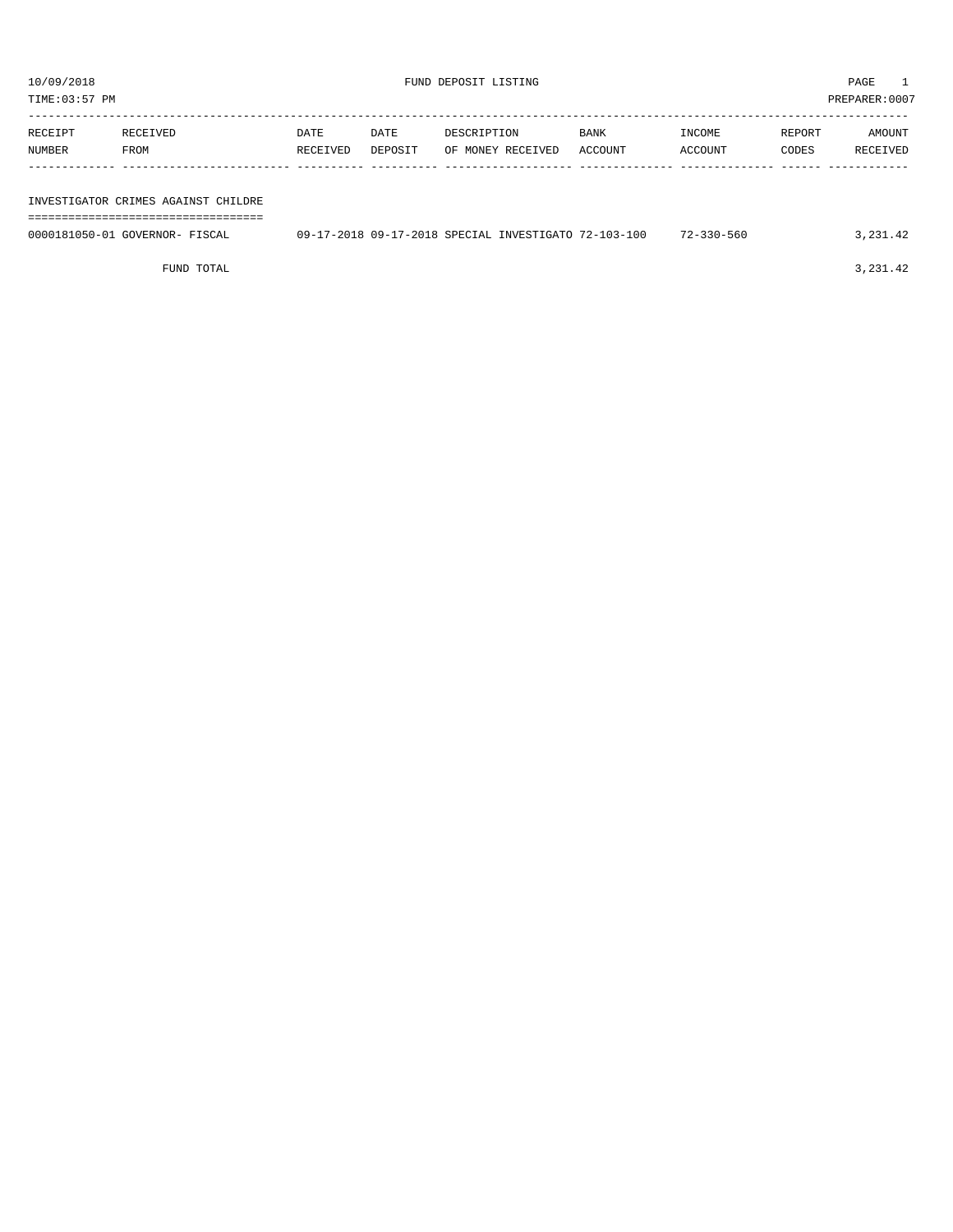10/09/2018 FUND DEPOSIT LISTING

TIME:03:57 PM PREPARER:0007

| RECEIPT NUMBER | RECEIVED FROM | DATE RECEIVED | DATE DEPOSIT | DESCRIPTION OF MONEY RECEIVED | BANK ACCOUNT | INCOME ACCOUNT | REPORT CODES | AMOUNT RECEIVED |
|---|---|---|---|---|---|---|---|---|
| **INVESTIGATOR CRIMES AGAINST CHILDRE** | | | | | | | | |
| 0000181050-01 | GOVERNOR- FISCAL | 09-17-2018 | 09-17-2018 | SPECIAL INVESTIGATO | 72-103-100 | 72-330-560 | | 3,231.42 |
| | FUND TOTAL | | | | | | | 3,231.42 |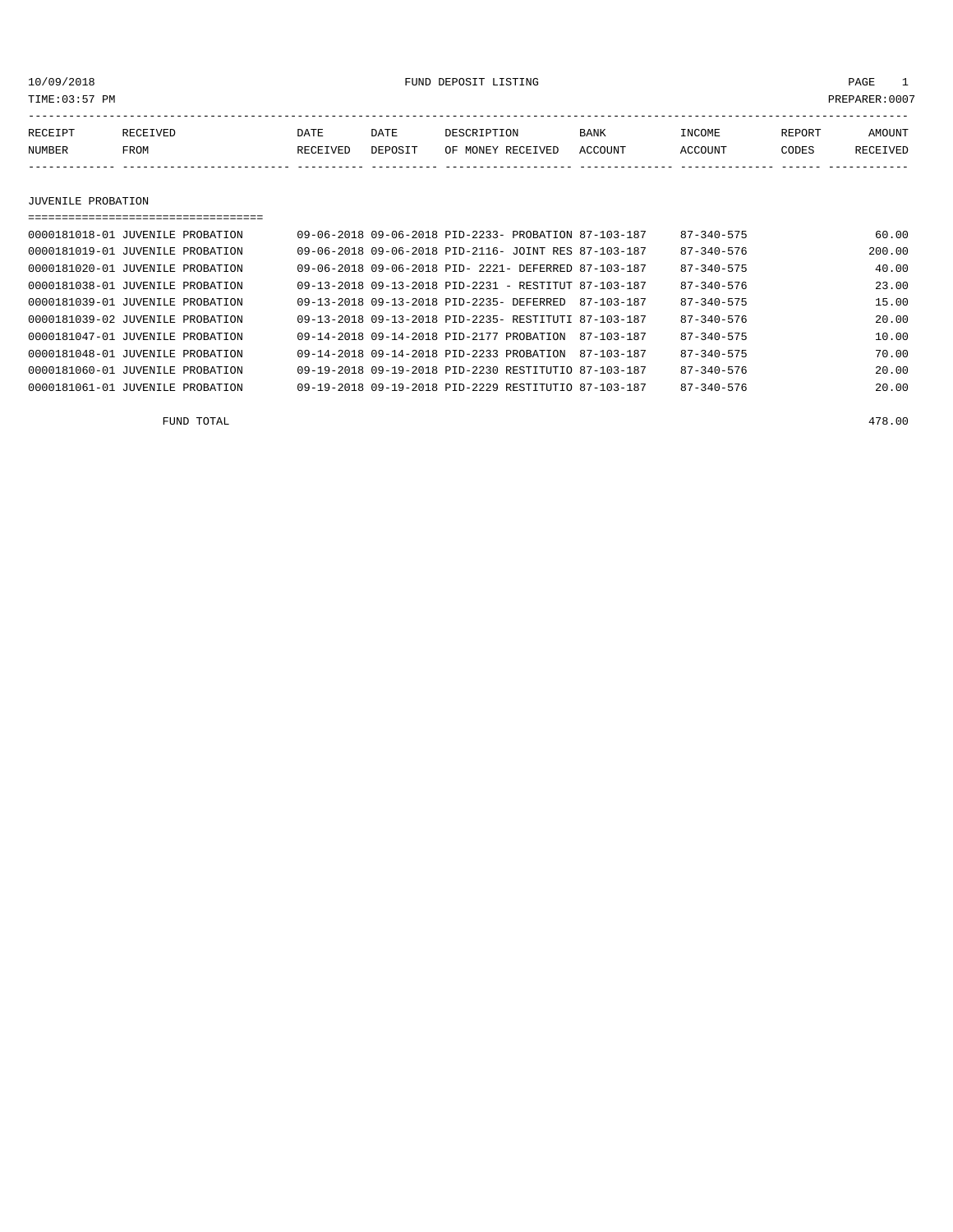10/09/2018 FUND DEPOSIT LISTING

TIME:03:57 PM PREPARER:0007

| RECEIPT NUMBER | RECEIVED FROM | DATE RECEIVED | DATE DEPOSIT | DESCRIPTION OF MONEY RECEIVED | BANK ACCOUNT | INCOME ACCOUNT | REPORT CODES | AMOUNT RECEIVED |
|---|---|---|---|---|---|---|---|---|

## JUVENILE PROBATION

| RECEIPT NUMBER | RECEIVED FROM | DATE RECEIVED | DATE DEPOSIT | DESCRIPTION OF MONEY RECEIVED | BANK ACCOUNT | INCOME ACCOUNT | REPORT CODES | AMOUNT RECEIVED |
|---|---|---|---|---|---|---|---|---|
| 0000181018-01 | JUVENILE PROBATION | 09-06-2018 | 09-06-2018 | PID-2233- PROBATION | 87-103-187 | 87-340-575 | | 60.00 |
| 0000181019-01 | JUVENILE PROBATION | 09-06-2018 | 09-06-2018 | PID-2116- JOINT RES | 87-103-187 | 87-340-576 | | 200.00 |
| 0000181020-01 | JUVENILE PROBATION | 09-06-2018 | 09-06-2018 | PID- 2221- DEFERRED | 87-103-187 | 87-340-575 | | 40.00 |
| 0000181038-01 | JUVENILE PROBATION | 09-13-2018 | 09-13-2018 | PID-2231 - RESTITUT | 87-103-187 | 87-340-576 | | 23.00 |
| 0000181039-01 | JUVENILE PROBATION | 09-13-2018 | 09-13-2018 | PID-2235- DEFERRED | 87-103-187 | 87-340-575 | | 15.00 |
| 0000181039-02 | JUVENILE PROBATION | 09-13-2018 | 09-13-2018 | PID-2235- RESTITUTI | 87-103-187 | 87-340-576 | | 20.00 |
| 0000181047-01 | JUVENILE PROBATION | 09-14-2018 | 09-14-2018 | PID-2177 PROBATION | 87-103-187 | 87-340-575 | | 10.00 |
| 0000181048-01 | JUVENILE PROBATION | 09-14-2018 | 09-14-2018 | PID-2233 PROBATION | 87-103-187 | 87-340-575 | | 70.00 |
| 0000181060-01 | JUVENILE PROBATION | 09-19-2018 | 09-19-2018 | PID-2230 RESTITUTIO | 87-103-187 | 87-340-576 | | 20.00 |
| 0000181061-01 | JUVENILE PROBATION | 09-19-2018 | 09-19-2018 | PID-2229 RESTITUTIO | 87-103-187 | 87-340-576 | | 20.00 |

FUND TOTAL 478.00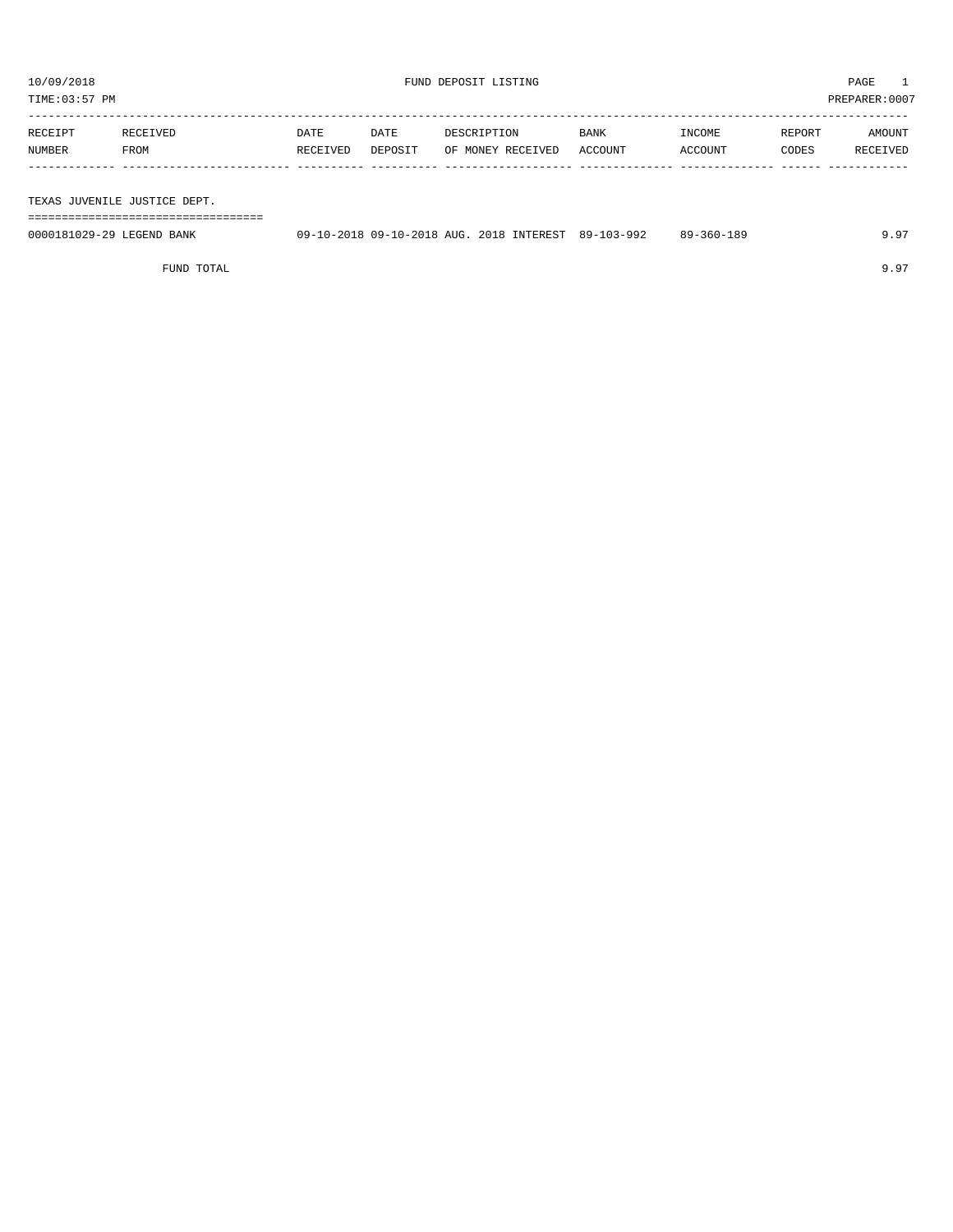# FUND DEPOSIT LISTING

10/09/2018
TIME:03:57 PM
PREPARER:0007

| RECEIPT NUMBER | RECEIVED FROM | DATE RECEIVED | DATE DEPOSIT | DESCRIPTION OF MONEY RECEIVED | BANK ACCOUNT | INCOME ACCOUNT | REPORT CODES | AMOUNT RECEIVED |
|---|---|---|---|---|---|---|---|---|
| **TEXAS JUVENILE JUSTICE DEPT.** | | | | | | | | |
| 0000181029-29 | LEGEND BANK | 09-10-2018 | 09-10-2018 | AUG. 2018 INTEREST | 89-103-992 | 89-360-189 | | 9.97 |
| | FUND TOTAL | | | | | | | 9.97 |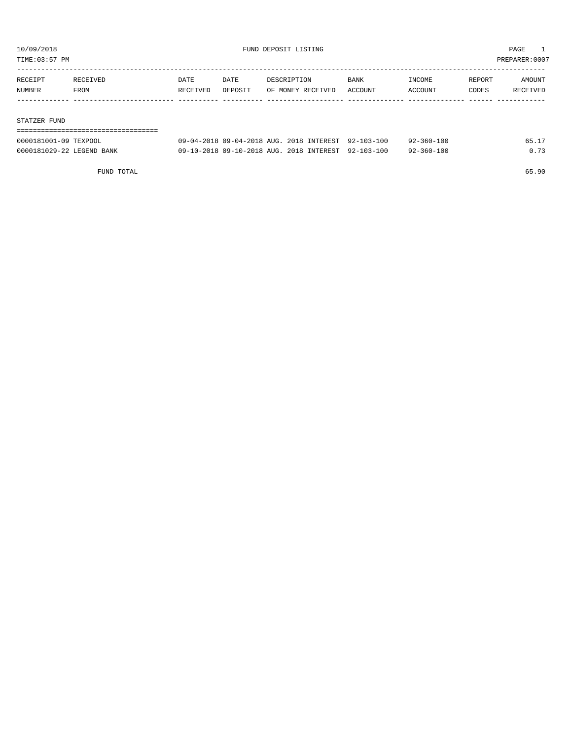# FUND DEPOSIT LISTING

10/09/2018
TIME:03:57 PM
PREPARER:0007

| RECEIPT NUMBER | RECEIVED FROM | DATE RECEIVED | DATE DEPOSIT | DESCRIPTION OF MONEY RECEIVED | BANK ACCOUNT | INCOME ACCOUNT | REPORT CODES | AMOUNT RECEIVED |
|---|---|---|---|---|---|---|---|---|
| **STATZER FUND** | | | | | | | | |
| 0000181001-09 | TEXPOOL | 09-04-2018 | 09-04-2018 | AUG. 2018 INTEREST | 92-103-100 | 92-360-100 | | 65.17 |
| 0000181029-22 | LEGEND BANK | 09-10-2018 | 09-10-2018 | AUG. 2018 INTEREST | 92-103-100 | 92-360-100 | | 0.73 |
| | FUND TOTAL | | | | | | | 65.90 |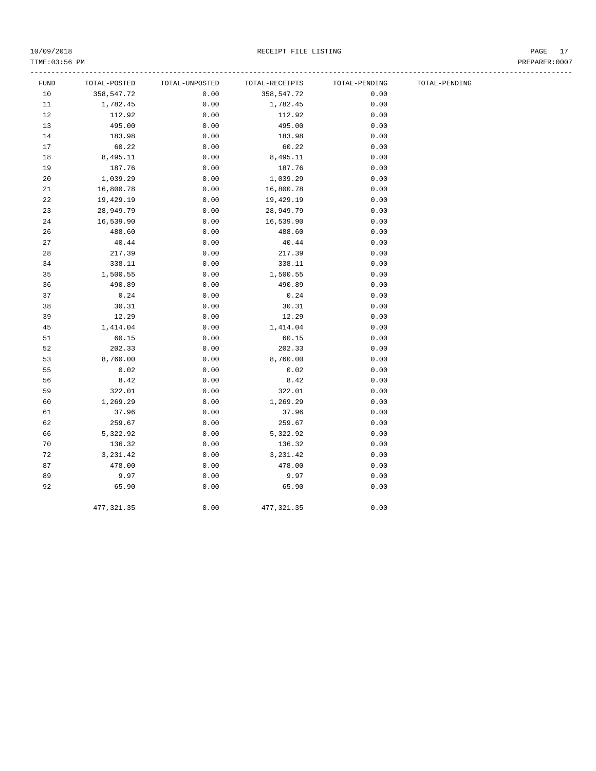10/09/2018 RECEIPT FILE LISTING

TIME:03:56 PM PREPARER:0007

| FUND | TOTAL-POSTED | TOTAL-UNPOSTED | TOTAL-RECEIPTS | TOTAL-PENDING | TOTAL-PENDING |
|---|---|---|---|---|---|
| 10 | 358,547.72 | 0.00 | 358,547.72 | 0.00 | |
| 11 | 1,782.45 | 0.00 | 1,782.45 | 0.00 | |
| 12 | 112.92 | 0.00 | 112.92 | 0.00 | |
| 13 | 495.00 | 0.00 | 495.00 | 0.00 | |
| 14 | 183.98 | 0.00 | 183.98 | 0.00 | |
| 17 | 60.22 | 0.00 | 60.22 | 0.00 | |
| 18 | 8,495.11 | 0.00 | 8,495.11 | 0.00 | |
| 19 | 187.76 | 0.00 | 187.76 | 0.00 | |
| 20 | 1,039.29 | 0.00 | 1,039.29 | 0.00 | |
| 21 | 16,800.78 | 0.00 | 16,800.78 | 0.00 | |
| 22 | 19,429.19 | 0.00 | 19,429.19 | 0.00 | |
| 23 | 28,949.79 | 0.00 | 28,949.79 | 0.00 | |
| 24 | 16,539.90 | 0.00 | 16,539.90 | 0.00 | |
| 26 | 488.60 | 0.00 | 488.60 | 0.00 | |
| 27 | 40.44 | 0.00 | 40.44 | 0.00 | |
| 28 | 217.39 | 0.00 | 217.39 | 0.00 | |
| 34 | 338.11 | 0.00 | 338.11 | 0.00 | |
| 35 | 1,500.55 | 0.00 | 1,500.55 | 0.00 | |
| 36 | 490.89 | 0.00 | 490.89 | 0.00 | |
| 37 | 0.24 | 0.00 | 0.24 | 0.00 | |
| 38 | 30.31 | 0.00 | 30.31 | 0.00 | |
| 39 | 12.29 | 0.00 | 12.29 | 0.00 | |
| 45 | 1,414.04 | 0.00 | 1,414.04 | 0.00 | |
| 51 | 60.15 | 0.00 | 60.15 | 0.00 | |
| 52 | 202.33 | 0.00 | 202.33 | 0.00 | |
| 53 | 8,760.00 | 0.00 | 8,760.00 | 0.00 | |
| 55 | 0.02 | 0.00 | 0.02 | 0.00 | |
| 56 | 8.42 | 0.00 | 8.42 | 0.00 | |
| 59 | 322.01 | 0.00 | 322.01 | 0.00 | |
| 60 | 1,269.29 | 0.00 | 1,269.29 | 0.00 | |
| 61 | 37.96 | 0.00 | 37.96 | 0.00 | |
| 62 | 259.67 | 0.00 | 259.67 | 0.00 | |
| 66 | 5,322.92 | 0.00 | 5,322.92 | 0.00 | |
| 70 | 136.32 | 0.00 | 136.32 | 0.00 | |
| 72 | 3,231.42 | 0.00 | 3,231.42 | 0.00 | |
| 87 | 478.00 | 0.00 | 478.00 | 0.00 | |
| 89 | 9.97 | 0.00 | 9.97 | 0.00 | |
| 92 | 65.90 | 0.00 | 65.90 | 0.00 | |
| | 477,321.35 | 0.00 | 477,321.35 | 0.00 | |